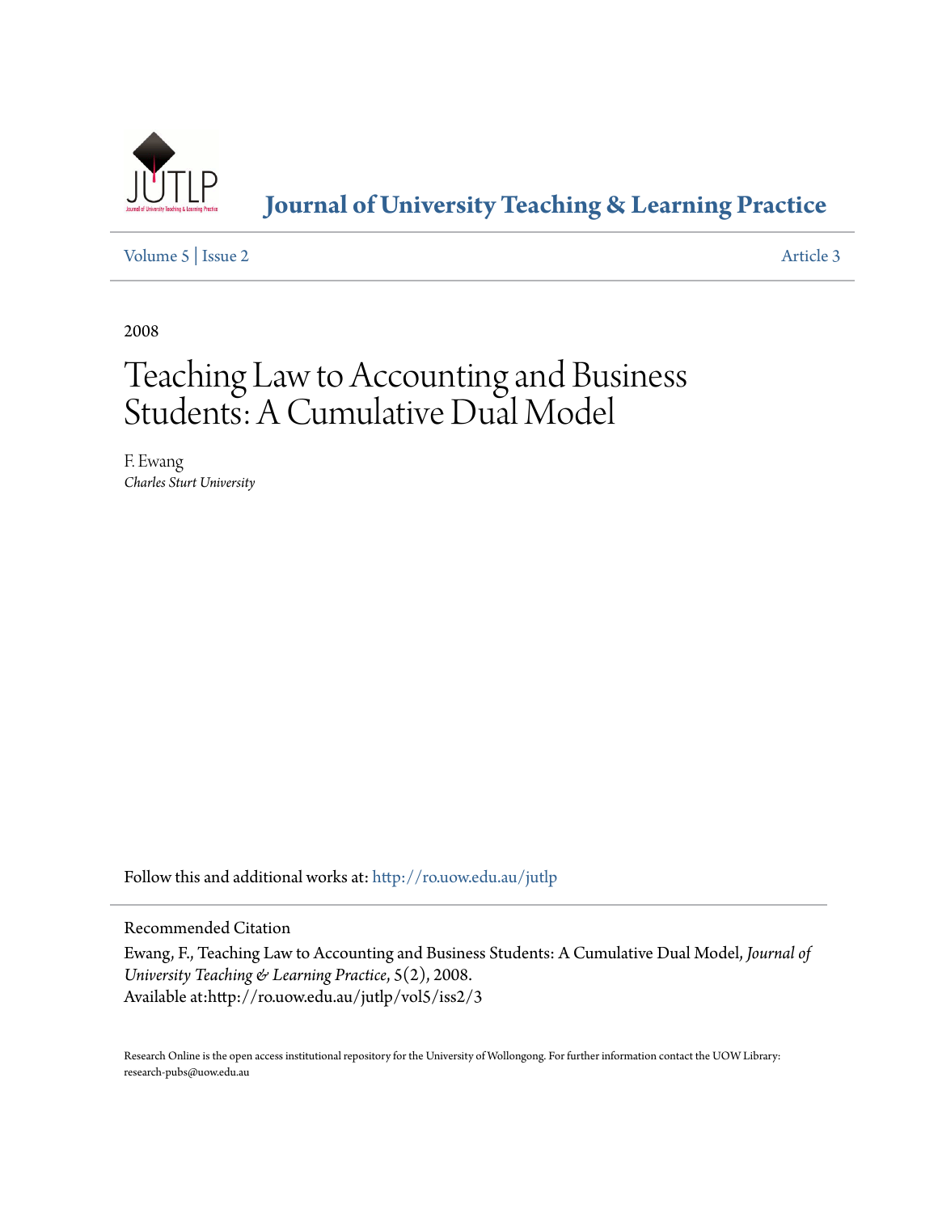# Journal of University Teaching & Learning Practice

Volume 5 | Issue 2 Article 3

2008

# Teaching Law to Accounting and Business Students: A Cumulative Dual Model

F. Ewang
*Charles Sturt University*

Follow this and additional works at: http://ro.uow.edu.au/jutlp

Recommended Citation

Ewang, F., Teaching Law to Accounting and Business Students: A Cumulative Dual Model, *Journal of University Teaching & Learning Practice*, 5(2), 2008.
Available at:http://ro.uow.edu.au/jutlp/vol5/iss2/3

Research Online is the open access institutional repository for the University of Wollongong. For further information contact the UOW Library: research-pubs@uow.edu.au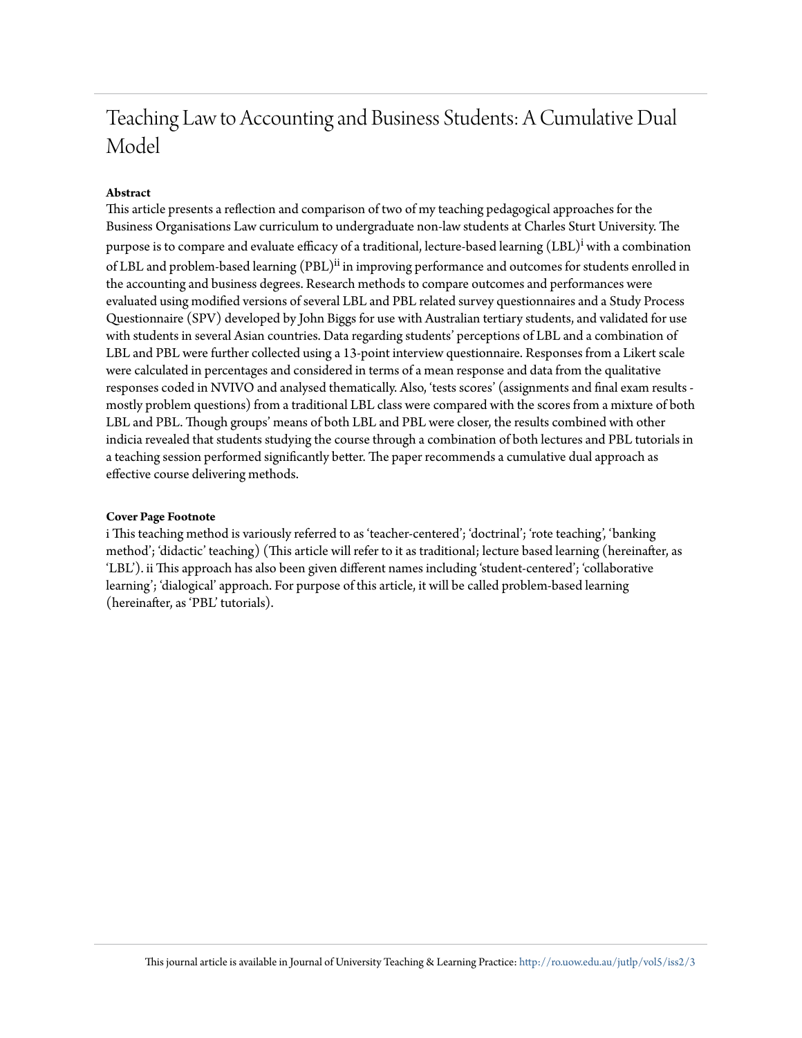# Teaching Law to Accounting and Business Students: A Cumulative Dual Model

**Abstract**

This article presents a reflection and comparison of two of my teaching pedagogical approaches for the Business Organisations Law curriculum to undergraduate non-law students at Charles Sturt University. The purpose is to compare and evaluate efficacy of a traditional, lecture-based learning (LBL)[i] with a combination of LBL and problem-based learning (PBL)[ii] in improving performance and outcomes for students enrolled in the accounting and business degrees. Research methods to compare outcomes and performances were evaluated using modified versions of several LBL and PBL related survey questionnaires and a Study Process Questionnaire (SPV) developed by John Biggs for use with Australian tertiary students, and validated for use with students in several Asian countries. Data regarding students' perceptions of LBL and a combination of LBL and PBL were further collected using a 13-point interview questionnaire. Responses from a Likert scale were calculated in percentages and considered in terms of a mean response and data from the qualitative responses coded in NVIVO and analysed thematically. Also, 'tests scores' (assignments and final exam results - mostly problem questions) from a traditional LBL class were compared with the scores from a mixture of both LBL and PBL. Though groups' means of both LBL and PBL were closer, the results combined with other indicia revealed that students studying the course through a combination of both lectures and PBL tutorials in a teaching session performed significantly better. The paper recommends a cumulative dual approach as effective course delivering methods.

**Cover Page Footnote**

i This teaching method is variously referred to as 'teacher-centered'; 'doctrinal'; 'rote teaching', 'banking method'; 'didactic' teaching) (This article will refer to it as traditional; lecture based learning (hereinafter, as 'LBL'). ii This approach has also been given different names including 'student-centered'; 'collaborative learning'; 'dialogical' approach. For purpose of this article, it will be called problem-based learning (hereinafter, as 'PBL' tutorials).

This journal article is available in Journal of University Teaching & Learning Practice: http://ro.uow.edu.au/jutlp/vol5/iss2/3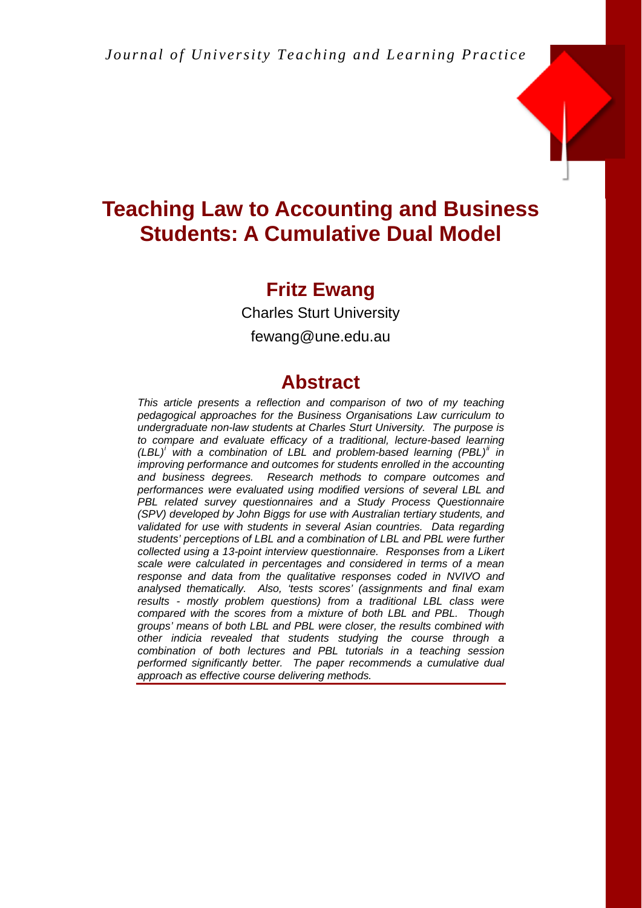# Teaching Law to Accounting and Business Students: A Cumulative Dual Model

## Fritz Ewang

Charles Sturt University

fewang@une.edu.au

## Abstract

*This article presents a reflection and comparison of two of my teaching pedagogical approaches for the Business Organisations Law curriculum to undergraduate non-law students at Charles Sturt University. The purpose is to compare and evaluate efficacy of a traditional, lecture-based learning (LBL)[i] with a combination of LBL and problem-based learning (PBL)[ii] in improving performance and outcomes for students enrolled in the accounting and business degrees. Research methods to compare outcomes and performances were evaluated using modified versions of several LBL and PBL related survey questionnaires and a Study Process Questionnaire (SPV) developed by John Biggs for use with Australian tertiary students, and validated for use with students in several Asian countries. Data regarding students' perceptions of LBL and a combination of LBL and PBL were further collected using a 13-point interview questionnaire. Responses from a Likert scale were calculated in percentages and considered in terms of a mean response and data from the qualitative responses coded in NVIVO and analysed thematically. Also, 'tests scores' (assignments and final exam results - mostly problem questions) from a traditional LBL class were compared with the scores from a mixture of both LBL and PBL. Though groups' means of both LBL and PBL were closer, the results combined with other indicia revealed that students studying the course through a combination of both lectures and PBL tutorials in a teaching session performed significantly better. The paper recommends a cumulative dual approach as effective course delivering methods.*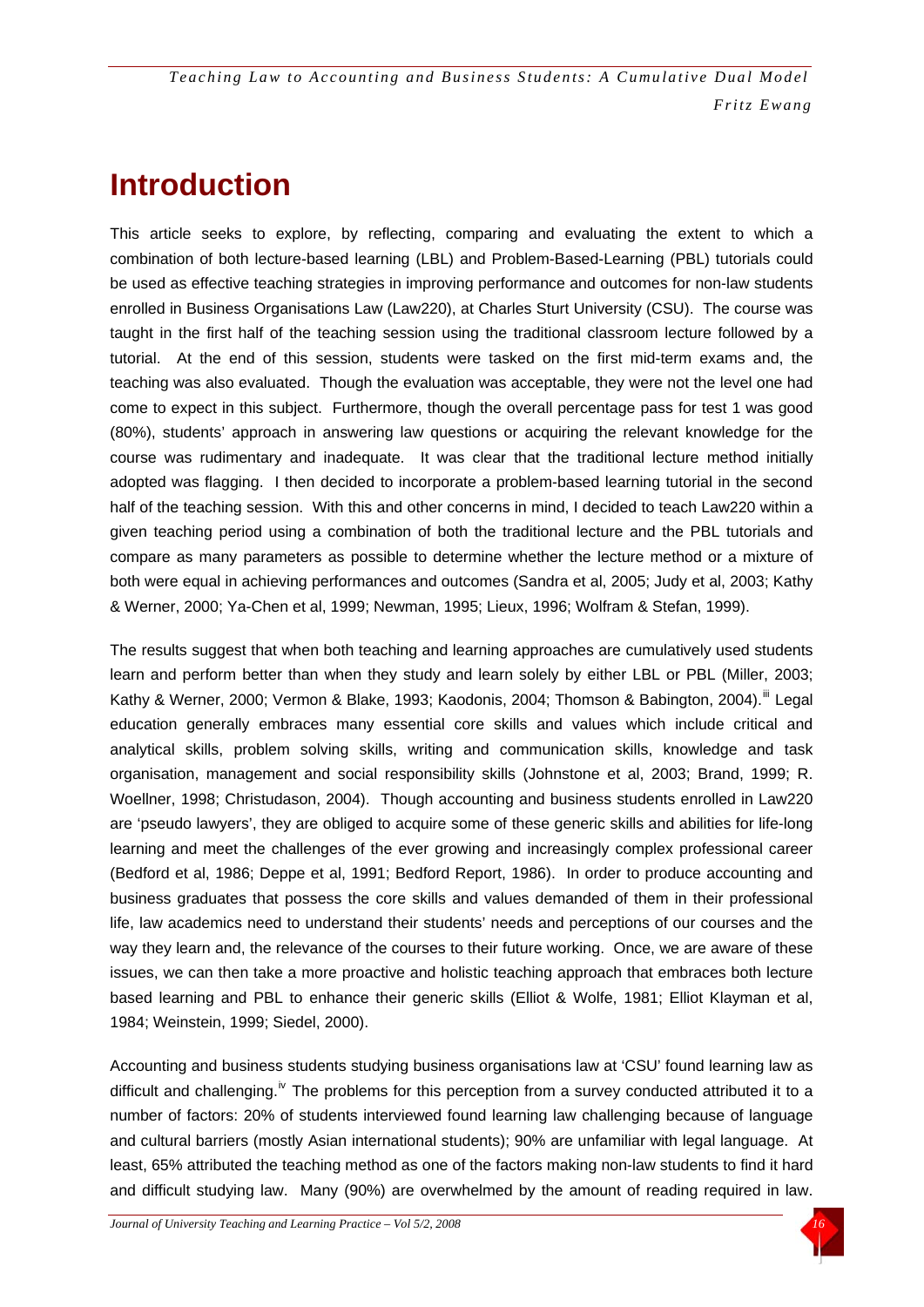# Introduction

This article seeks to explore, by reflecting, comparing and evaluating the extent to which a combination of both lecture-based learning (LBL) and Problem-Based-Learning (PBL) tutorials could be used as effective teaching strategies in improving performance and outcomes for non-law students enrolled in Business Organisations Law (Law220), at Charles Sturt University (CSU). The course was taught in the first half of the teaching session using the traditional classroom lecture followed by a tutorial. At the end of this session, students were tasked on the first mid-term exams and, the teaching was also evaluated. Though the evaluation was acceptable, they were not the level one had come to expect in this subject. Furthermore, though the overall percentage pass for test 1 was good (80%), students' approach in answering law questions or acquiring the relevant knowledge for the course was rudimentary and inadequate. It was clear that the traditional lecture method initially adopted was flagging. I then decided to incorporate a problem-based learning tutorial in the second half of the teaching session. With this and other concerns in mind, I decided to teach Law220 within a given teaching period using a combination of both the traditional lecture and the PBL tutorials and compare as many parameters as possible to determine whether the lecture method or a mixture of both were equal in achieving performances and outcomes (Sandra et al, 2005; Judy et al, 2003; Kathy & Werner, 2000; Ya-Chen et al, 1999; Newman, 1995; Lieux, 1996; Wolfram & Stefan, 1999).

The results suggest that when both teaching and learning approaches are cumulatively used students learn and perform better than when they study and learn solely by either LBL or PBL (Miller, 2003; Kathy & Werner, 2000; Vermon & Blake, 1993; Kaodonis, 2004; Thomson & Babington, 2004).[iii] Legal education generally embraces many essential core skills and values which include critical and analytical skills, problem solving skills, writing and communication skills, knowledge and task organisation, management and social responsibility skills (Johnstone et al, 2003; Brand, 1999; R. Woellner, 1998; Christudason, 2004). Though accounting and business students enrolled in Law220 are 'pseudo lawyers', they are obliged to acquire some of these generic skills and abilities for life-long learning and meet the challenges of the ever growing and increasingly complex professional career (Bedford et al, 1986; Deppe et al, 1991; Bedford Report, 1986). In order to produce accounting and business graduates that possess the core skills and values demanded of them in their professional life, law academics need to understand their students' needs and perceptions of our courses and the way they learn and, the relevance of the courses to their future working. Once, we are aware of these issues, we can then take a more proactive and holistic teaching approach that embraces both lecture based learning and PBL to enhance their generic skills (Elliot & Wolfe, 1981; Elliot Klayman et al, 1984; Weinstein, 1999; Siedel, 2000).

Accounting and business students studying business organisations law at 'CSU' found learning law as difficult and challenging.[iv] The problems for this perception from a survey conducted attributed it to a number of factors: 20% of students interviewed found learning law challenging because of language and cultural barriers (mostly Asian international students); 90% are unfamiliar with legal language. At least, 65% attributed the teaching method as one of the factors making non-law students to find it hard and difficult studying law. Many (90%) are overwhelmed by the amount of reading required in law.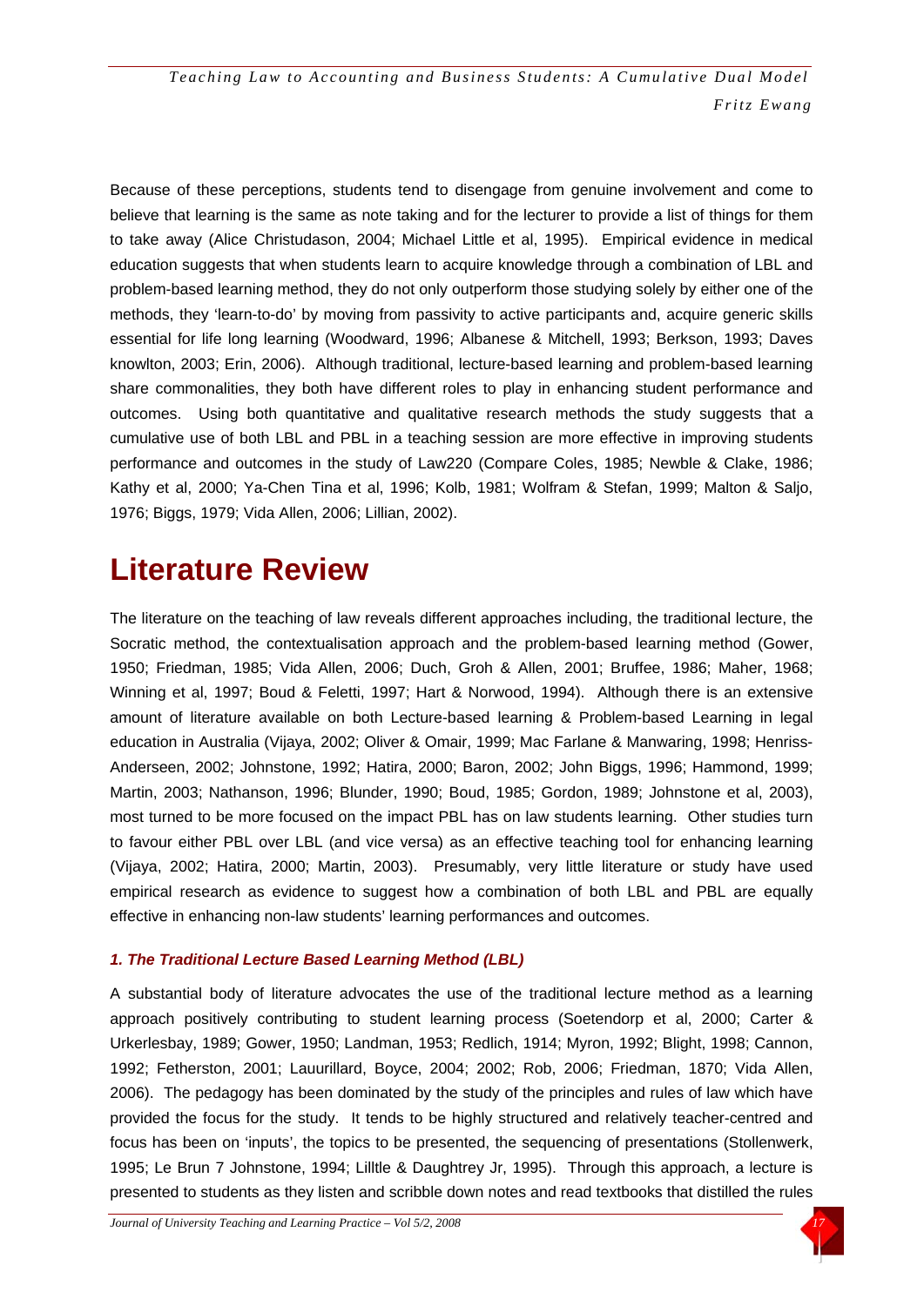Because of these perceptions, students tend to disengage from genuine involvement and come to believe that learning is the same as note taking and for the lecturer to provide a list of things for them to take away (Alice Christudason, 2004; Michael Little et al, 1995). Empirical evidence in medical education suggests that when students learn to acquire knowledge through a combination of LBL and problem-based learning method, they do not only outperform those studying solely by either one of the methods, they 'learn-to-do' by moving from passivity to active participants and, acquire generic skills essential for life long learning (Woodward, 1996; Albanese & Mitchell, 1993; Berkson, 1993; Daves knowlton, 2003; Erin, 2006). Although traditional, lecture-based learning and problem-based learning share commonalities, they both have different roles to play in enhancing student performance and outcomes. Using both quantitative and qualitative research methods the study suggests that a cumulative use of both LBL and PBL in a teaching session are more effective in improving students performance and outcomes in the study of Law220 (Compare Coles, 1985; Newble & Clake, 1986; Kathy et al, 2000; Ya-Chen Tina et al, 1996; Kolb, 1981; Wolfram & Stefan, 1999; Malton & Saljo, 1976; Biggs, 1979; Vida Allen, 2006; Lillian, 2002).

# Literature Review

The literature on the teaching of law reveals different approaches including, the traditional lecture, the Socratic method, the contextualisation approach and the problem-based learning method (Gower, 1950; Friedman, 1985; Vida Allen, 2006; Duch, Groh & Allen, 2001; Bruffee, 1986; Maher, 1968; Winning et al, 1997; Boud & Feletti, 1997; Hart & Norwood, 1994). Although there is an extensive amount of literature available on both Lecture-based learning & Problem-based Learning in legal education in Australia (Vijaya, 2002; Oliver & Omair, 1999; Mac Farlane & Manwaring, 1998; Henriss-Anderseen, 2002; Johnstone, 1992; Hatira, 2000; Baron, 2002; John Biggs, 1996; Hammond, 1999; Martin, 2003; Nathanson, 1996; Blunder, 1990; Boud, 1985; Gordon, 1989; Johnstone et al, 2003), most turned to be more focused on the impact PBL has on law students learning. Other studies turn to favour either PBL over LBL (and vice versa) as an effective teaching tool for enhancing learning (Vijaya, 2002; Hatira, 2000; Martin, 2003). Presumably, very little literature or study have used empirical research as evidence to suggest how a combination of both LBL and PBL are equally effective in enhancing non-law students' learning performances and outcomes.

### *1. The Traditional Lecture Based Learning Method (LBL)*

A substantial body of literature advocates the use of the traditional lecture method as a learning approach positively contributing to student learning process (Soetendorp et al, 2000; Carter & Urkerlesbay, 1989; Gower, 1950; Landman, 1953; Redlich, 1914; Myron, 1992; Blight, 1998; Cannon, 1992; Fetherston, 2001; Lauurillard, Boyce, 2004; 2002; Rob, 2006; Friedman, 1870; Vida Allen, 2006). The pedagogy has been dominated by the study of the principles and rules of law which have provided the focus for the study. It tends to be highly structured and relatively teacher-centred and focus has been on 'inputs', the topics to be presented, the sequencing of presentations (Stollenwerk, 1995; Le Brun 7 Johnstone, 1994; Lilltle & Daughtrey Jr, 1995). Through this approach, a lecture is presented to students as they listen and scribble down notes and read textbooks that distilled the rules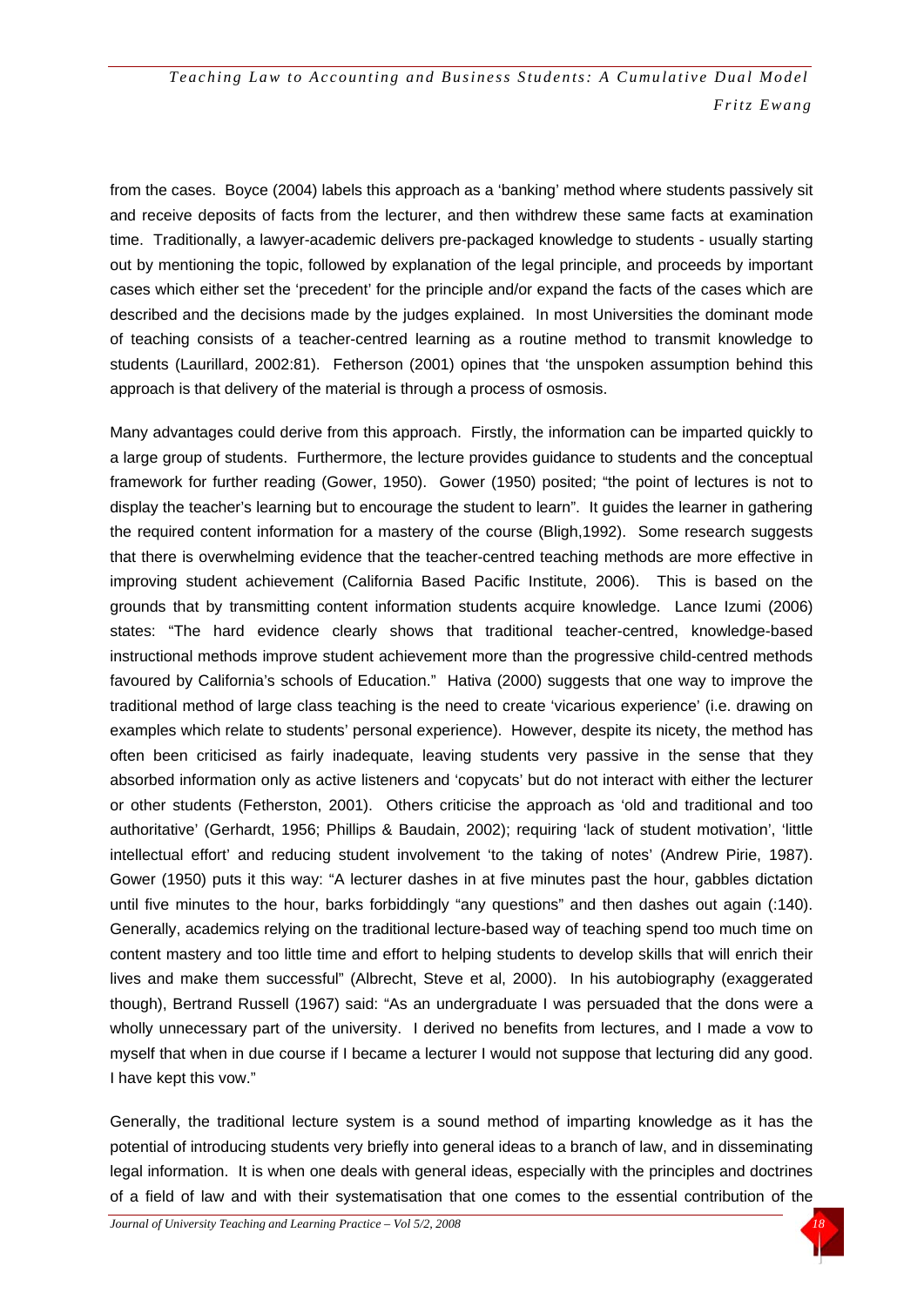from the cases. Boyce (2004) labels this approach as a 'banking' method where students passively sit and receive deposits of facts from the lecturer, and then withdrew these same facts at examination time. Traditionally, a lawyer-academic delivers pre-packaged knowledge to students - usually starting out by mentioning the topic, followed by explanation of the legal principle, and proceeds by important cases which either set the 'precedent' for the principle and/or expand the facts of the cases which are described and the decisions made by the judges explained. In most Universities the dominant mode of teaching consists of a teacher-centred learning as a routine method to transmit knowledge to students (Laurillard, 2002:81). Fetherson (2001) opines that 'the unspoken assumption behind this approach is that delivery of the material is through a process of osmosis.

Many advantages could derive from this approach. Firstly, the information can be imparted quickly to a large group of students. Furthermore, the lecture provides guidance to students and the conceptual framework for further reading (Gower, 1950). Gower (1950) posited; "the point of lectures is not to display the teacher's learning but to encourage the student to learn". It guides the learner in gathering the required content information for a mastery of the course (Bligh,1992). Some research suggests that there is overwhelming evidence that the teacher-centred teaching methods are more effective in improving student achievement (California Based Pacific Institute, 2006). This is based on the grounds that by transmitting content information students acquire knowledge. Lance Izumi (2006) states: "The hard evidence clearly shows that traditional teacher-centred, knowledge-based instructional methods improve student achievement more than the progressive child-centred methods favoured by California's schools of Education." Hativa (2000) suggests that one way to improve the traditional method of large class teaching is the need to create 'vicarious experience' (i.e. drawing on examples which relate to students' personal experience). However, despite its nicety, the method has often been criticised as fairly inadequate, leaving students very passive in the sense that they absorbed information only as active listeners and 'copycats' but do not interact with either the lecturer or other students (Fetherston, 2001). Others criticise the approach as 'old and traditional and too authoritative' (Gerhardt, 1956; Phillips & Baudain, 2002); requiring 'lack of student motivation', 'little intellectual effort' and reducing student involvement 'to the taking of notes' (Andrew Pirie, 1987). Gower (1950) puts it this way: "A lecturer dashes in at five minutes past the hour, gabbles dictation until five minutes to the hour, barks forbiddingly "any questions" and then dashes out again (:140). Generally, academics relying on the traditional lecture-based way of teaching spend too much time on content mastery and too little time and effort to helping students to develop skills that will enrich their lives and make them successful" (Albrecht, Steve et al, 2000). In his autobiography (exaggerated though), Bertrand Russell (1967) said: "As an undergraduate I was persuaded that the dons were a wholly unnecessary part of the university. I derived no benefits from lectures, and I made a vow to myself that when in due course if I became a lecturer I would not suppose that lecturing did any good. I have kept this vow."

Generally, the traditional lecture system is a sound method of imparting knowledge as it has the potential of introducing students very briefly into general ideas to a branch of law, and in disseminating legal information. It is when one deals with general ideas, especially with the principles and doctrines of a field of law and with their systematisation that one comes to the essential contribution of the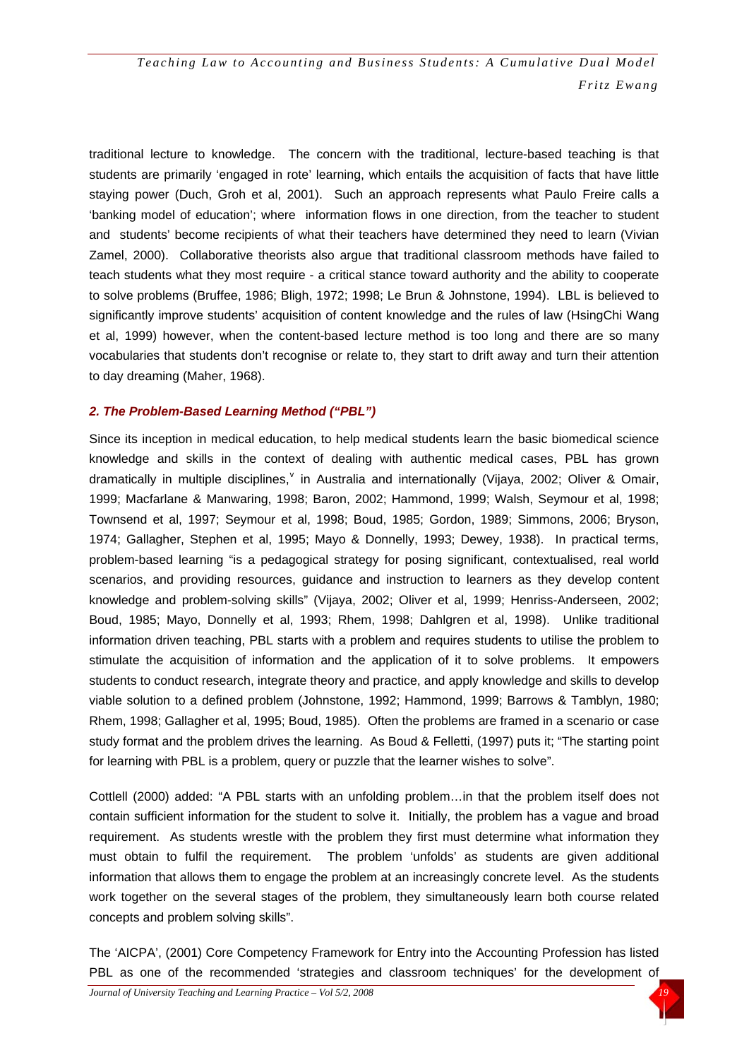traditional lecture to knowledge. The concern with the traditional, lecture-based teaching is that students are primarily 'engaged in rote' learning, which entails the acquisition of facts that have little staying power (Duch, Groh et al, 2001). Such an approach represents what Paulo Freire calls a 'banking model of education'; where information flows in one direction, from the teacher to student and students' become recipients of what their teachers have determined they need to learn (Vivian Zamel, 2000). Collaborative theorists also argue that traditional classroom methods have failed to teach students what they most require - a critical stance toward authority and the ability to cooperate to solve problems (Bruffee, 1986; Bligh, 1972; 1998; Le Brun & Johnstone, 1994). LBL is believed to significantly improve students' acquisition of content knowledge and the rules of law (HsingChi Wang et al, 1999) however, when the content-based lecture method is too long and there are so many vocabularies that students don't recognise or relate to, they start to drift away and turn their attention to day dreaming (Maher, 1968).

### *2. The Problem-Based Learning Method ("PBL")*

Since its inception in medical education, to help medical students learn the basic biomedical science knowledge and skills in the context of dealing with authentic medical cases, PBL has grown dramatically in multiple disciplines,[v] in Australia and internationally (Vijaya, 2002; Oliver & Omair, 1999; Macfarlane & Manwaring, 1998; Baron, 2002; Hammond, 1999; Walsh, Seymour et al, 1998; Townsend et al, 1997; Seymour et al, 1998; Boud, 1985; Gordon, 1989; Simmons, 2006; Bryson, 1974; Gallagher, Stephen et al, 1995; Mayo & Donnelly, 1993; Dewey, 1938). In practical terms, problem-based learning "is a pedagogical strategy for posing significant, contextualised, real world scenarios, and providing resources, guidance and instruction to learners as they develop content knowledge and problem-solving skills" (Vijaya, 2002; Oliver et al, 1999; Henriss-Anderseen, 2002; Boud, 1985; Mayo, Donnelly et al, 1993; Rhem, 1998; Dahlgren et al, 1998). Unlike traditional information driven teaching, PBL starts with a problem and requires students to utilise the problem to stimulate the acquisition of information and the application of it to solve problems. It empowers students to conduct research, integrate theory and practice, and apply knowledge and skills to develop viable solution to a defined problem (Johnstone, 1992; Hammond, 1999; Barrows & Tamblyn, 1980; Rhem, 1998; Gallagher et al, 1995; Boud, 1985). Often the problems are framed in a scenario or case study format and the problem drives the learning. As Boud & Felletti, (1997) puts it; "The starting point for learning with PBL is a problem, query or puzzle that the learner wishes to solve".

Cottlell (2000) added: "A PBL starts with an unfolding problem…in that the problem itself does not contain sufficient information for the student to solve it. Initially, the problem has a vague and broad requirement. As students wrestle with the problem they first must determine what information they must obtain to fulfil the requirement. The problem 'unfolds' as students are given additional information that allows them to engage the problem at an increasingly concrete level. As the students work together on the several stages of the problem, they simultaneously learn both course related concepts and problem solving skills".

The 'AICPA', (2001) Core Competency Framework for Entry into the Accounting Profession has listed PBL as one of the recommended 'strategies and classroom techniques' for the development of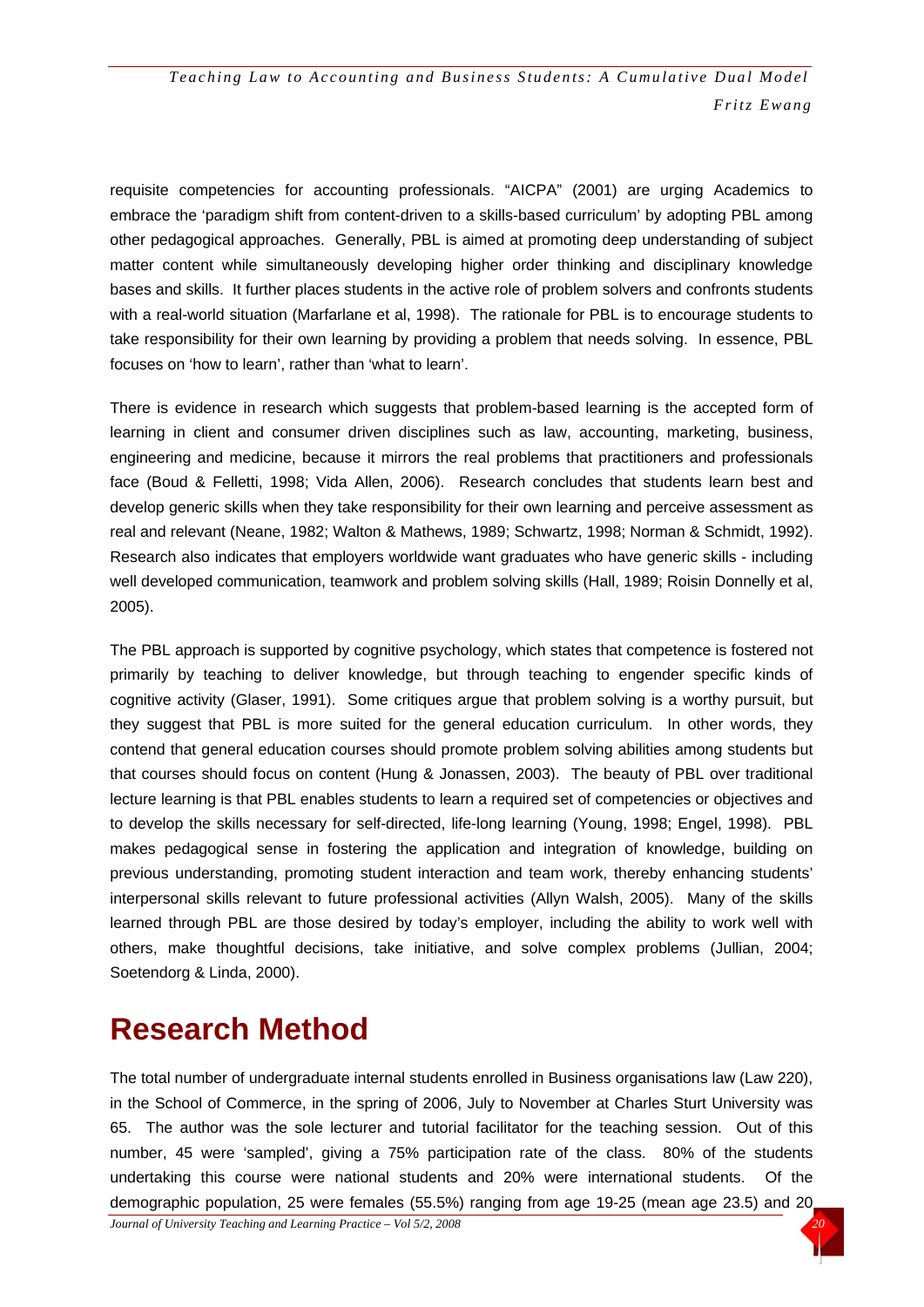requisite competencies for accounting professionals. "AICPA" (2001) are urging Academics to embrace the 'paradigm shift from content-driven to a skills-based curriculum' by adopting PBL among other pedagogical approaches. Generally, PBL is aimed at promoting deep understanding of subject matter content while simultaneously developing higher order thinking and disciplinary knowledge bases and skills. It further places students in the active role of problem solvers and confronts students with a real-world situation (Marfarlane et al, 1998). The rationale for PBL is to encourage students to take responsibility for their own learning by providing a problem that needs solving. In essence, PBL focuses on 'how to learn', rather than 'what to learn'.

There is evidence in research which suggests that problem-based learning is the accepted form of learning in client and consumer driven disciplines such as law, accounting, marketing, business, engineering and medicine, because it mirrors the real problems that practitioners and professionals face (Boud & Felletti, 1998; Vida Allen, 2006). Research concludes that students learn best and develop generic skills when they take responsibility for their own learning and perceive assessment as real and relevant (Neane, 1982; Walton & Mathews, 1989; Schwartz, 1998; Norman & Schmidt, 1992). Research also indicates that employers worldwide want graduates who have generic skills - including well developed communication, teamwork and problem solving skills (Hall, 1989; Roisin Donnelly et al, 2005).

The PBL approach is supported by cognitive psychology, which states that competence is fostered not primarily by teaching to deliver knowledge, but through teaching to engender specific kinds of cognitive activity (Glaser, 1991). Some critiques argue that problem solving is a worthy pursuit, but they suggest that PBL is more suited for the general education curriculum. In other words, they contend that general education courses should promote problem solving abilities among students but that courses should focus on content (Hung & Jonassen, 2003). The beauty of PBL over traditional lecture learning is that PBL enables students to learn a required set of competencies or objectives and to develop the skills necessary for self-directed, life-long learning (Young, 1998; Engel, 1998). PBL makes pedagogical sense in fostering the application and integration of knowledge, building on previous understanding, promoting student interaction and team work, thereby enhancing students' interpersonal skills relevant to future professional activities (Allyn Walsh, 2005). Many of the skills learned through PBL are those desired by today's employer, including the ability to work well with others, make thoughtful decisions, take initiative, and solve complex problems (Jullian, 2004; Soetendorg & Linda, 2000).

# Research Method

The total number of undergraduate internal students enrolled in Business organisations law (Law 220), in the School of Commerce, in the spring of 2006, July to November at Charles Sturt University was 65. The author was the sole lecturer and tutorial facilitator for the teaching session. Out of this number, 45 were 'sampled', giving a 75% participation rate of the class. 80% of the students undertaking this course were national students and 20% were international students. Of the demographic population, 25 were females (55.5%) ranging from age 19-25 (mean age 23.5) and 20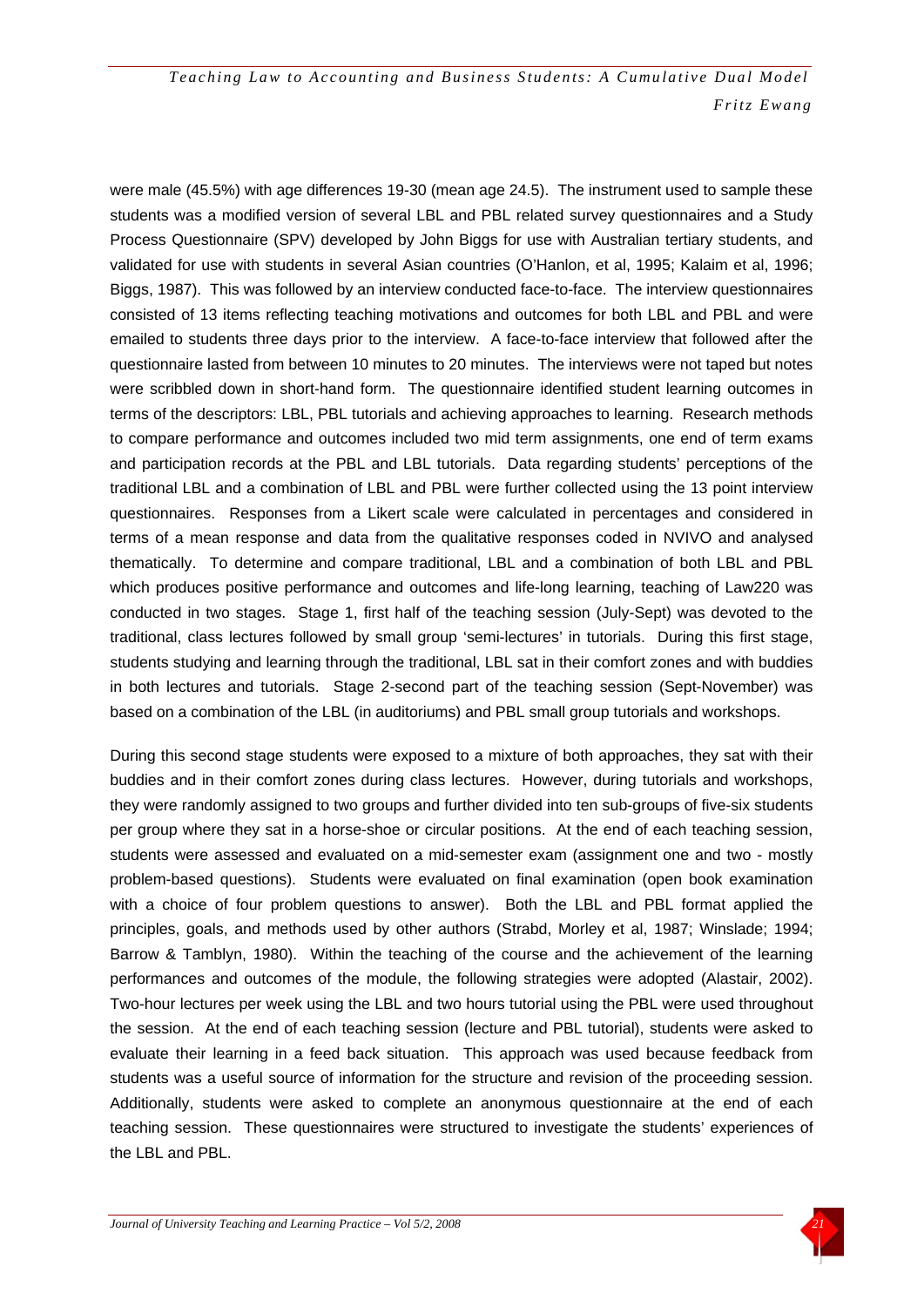were male (45.5%) with age differences 19-30 (mean age 24.5). The instrument used to sample these students was a modified version of several LBL and PBL related survey questionnaires and a Study Process Questionnaire (SPV) developed by John Biggs for use with Australian tertiary students, and validated for use with students in several Asian countries (O'Hanlon, et al, 1995; Kalaim et al, 1996; Biggs, 1987). This was followed by an interview conducted face-to-face. The interview questionnaires consisted of 13 items reflecting teaching motivations and outcomes for both LBL and PBL and were emailed to students three days prior to the interview. A face-to-face interview that followed after the questionnaire lasted from between 10 minutes to 20 minutes. The interviews were not taped but notes were scribbled down in short-hand form. The questionnaire identified student learning outcomes in terms of the descriptors: LBL, PBL tutorials and achieving approaches to learning. Research methods to compare performance and outcomes included two mid term assignments, one end of term exams and participation records at the PBL and LBL tutorials. Data regarding students' perceptions of the traditional LBL and a combination of LBL and PBL were further collected using the 13 point interview questionnaires. Responses from a Likert scale were calculated in percentages and considered in terms of a mean response and data from the qualitative responses coded in NVIVO and analysed thematically. To determine and compare traditional, LBL and a combination of both LBL and PBL which produces positive performance and outcomes and life-long learning, teaching of Law220 was conducted in two stages. Stage 1, first half of the teaching session (July-Sept) was devoted to the traditional, class lectures followed by small group 'semi-lectures' in tutorials. During this first stage, students studying and learning through the traditional, LBL sat in their comfort zones and with buddies in both lectures and tutorials. Stage 2-second part of the teaching session (Sept-November) was based on a combination of the LBL (in auditoriums) and PBL small group tutorials and workshops.

During this second stage students were exposed to a mixture of both approaches, they sat with their buddies and in their comfort zones during class lectures. However, during tutorials and workshops, they were randomly assigned to two groups and further divided into ten sub-groups of five-six students per group where they sat in a horse-shoe or circular positions. At the end of each teaching session, students were assessed and evaluated on a mid-semester exam (assignment one and two - mostly problem-based questions). Students were evaluated on final examination (open book examination with a choice of four problem questions to answer). Both the LBL and PBL format applied the principles, goals, and methods used by other authors (Strabd, Morley et al, 1987; Winslade; 1994; Barrow & Tamblyn, 1980). Within the teaching of the course and the achievement of the learning performances and outcomes of the module, the following strategies were adopted (Alastair, 2002). Two-hour lectures per week using the LBL and two hours tutorial using the PBL were used throughout the session. At the end of each teaching session (lecture and PBL tutorial), students were asked to evaluate their learning in a feed back situation. This approach was used because feedback from students was a useful source of information for the structure and revision of the proceeding session. Additionally, students were asked to complete an anonymous questionnaire at the end of each teaching session. These questionnaires were structured to investigate the students' experiences of the LBL and PBL.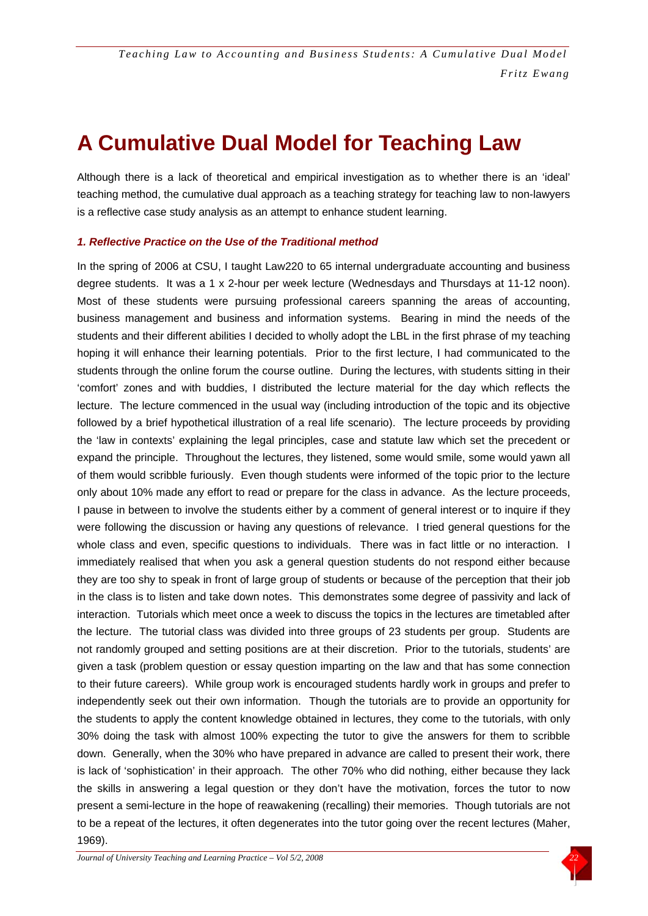# A Cumulative Dual Model for Teaching Law

Although there is a lack of theoretical and empirical investigation as to whether there is an 'ideal' teaching method, the cumulative dual approach as a teaching strategy for teaching law to non-lawyers is a reflective case study analysis as an attempt to enhance student learning.

### *1. Reflective Practice on the Use of the Traditional method*

In the spring of 2006 at CSU, I taught Law220 to 65 internal undergraduate accounting and business degree students. It was a 1 x 2-hour per week lecture (Wednesdays and Thursdays at 11-12 noon). Most of these students were pursuing professional careers spanning the areas of accounting, business management and business and information systems. Bearing in mind the needs of the students and their different abilities I decided to wholly adopt the LBL in the first phrase of my teaching hoping it will enhance their learning potentials. Prior to the first lecture, I had communicated to the students through the online forum the course outline. During the lectures, with students sitting in their 'comfort' zones and with buddies, I distributed the lecture material for the day which reflects the lecture. The lecture commenced in the usual way (including introduction of the topic and its objective followed by a brief hypothetical illustration of a real life scenario). The lecture proceeds by providing the 'law in contexts' explaining the legal principles, case and statute law which set the precedent or expand the principle. Throughout the lectures, they listened, some would smile, some would yawn all of them would scribble furiously. Even though students were informed of the topic prior to the lecture only about 10% made any effort to read or prepare for the class in advance. As the lecture proceeds, I pause in between to involve the students either by a comment of general interest or to inquire if they were following the discussion or having any questions of relevance. I tried general questions for the whole class and even, specific questions to individuals. There was in fact little or no interaction. I immediately realised that when you ask a general question students do not respond either because they are too shy to speak in front of large group of students or because of the perception that their job in the class is to listen and take down notes. This demonstrates some degree of passivity and lack of interaction. Tutorials which meet once a week to discuss the topics in the lectures are timetabled after the lecture. The tutorial class was divided into three groups of 23 students per group. Students are not randomly grouped and setting positions are at their discretion. Prior to the tutorials, students' are given a task (problem question or essay question imparting on the law and that has some connection to their future careers). While group work is encouraged students hardly work in groups and prefer to independently seek out their own information. Though the tutorials are to provide an opportunity for the students to apply the content knowledge obtained in lectures, they come to the tutorials, with only 30% doing the task with almost 100% expecting the tutor to give the answers for them to scribble down. Generally, when the 30% who have prepared in advance are called to present their work, there is lack of 'sophistication' in their approach. The other 70% who did nothing, either because they lack the skills in answering a legal question or they don't have the motivation, forces the tutor to now present a semi-lecture in the hope of reawakening (recalling) their memories. Though tutorials are not to be a repeat of the lectures, it often degenerates into the tutor going over the recent lectures (Maher, 1969).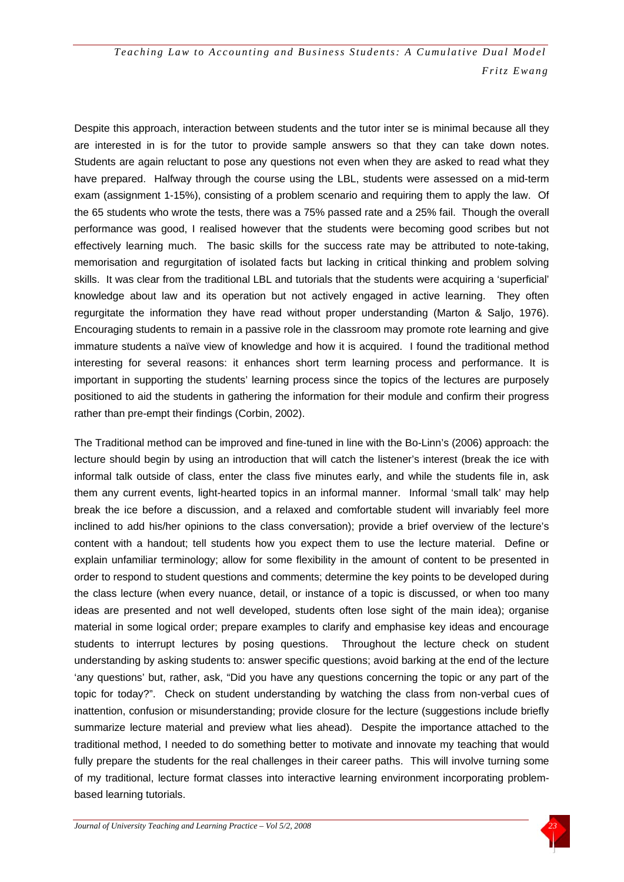Despite this approach, interaction between students and the tutor inter se is minimal because all they are interested in is for the tutor to provide sample answers so that they can take down notes. Students are again reluctant to pose any questions not even when they are asked to read what they have prepared. Halfway through the course using the LBL, students were assessed on a mid-term exam (assignment 1-15%), consisting of a problem scenario and requiring them to apply the law. Of the 65 students who wrote the tests, there was a 75% passed rate and a 25% fail. Though the overall performance was good, I realised however that the students were becoming good scribes but not effectively learning much. The basic skills for the success rate may be attributed to note-taking, memorisation and regurgitation of isolated facts but lacking in critical thinking and problem solving skills. It was clear from the traditional LBL and tutorials that the students were acquiring a 'superficial' knowledge about law and its operation but not actively engaged in active learning. They often regurgitate the information they have read without proper understanding (Marton & Saljo, 1976). Encouraging students to remain in a passive role in the classroom may promote rote learning and give immature students a naïve view of knowledge and how it is acquired. I found the traditional method interesting for several reasons: it enhances short term learning process and performance. It is important in supporting the students' learning process since the topics of the lectures are purposely positioned to aid the students in gathering the information for their module and confirm their progress rather than pre-empt their findings (Corbin, 2002).

The Traditional method can be improved and fine-tuned in line with the Bo-Linn's (2006) approach: the lecture should begin by using an introduction that will catch the listener's interest (break the ice with informal talk outside of class, enter the class five minutes early, and while the students file in, ask them any current events, light-hearted topics in an informal manner. Informal 'small talk' may help break the ice before a discussion, and a relaxed and comfortable student will invariably feel more inclined to add his/her opinions to the class conversation); provide a brief overview of the lecture's content with a handout; tell students how you expect them to use the lecture material. Define or explain unfamiliar terminology; allow for some flexibility in the amount of content to be presented in order to respond to student questions and comments; determine the key points to be developed during the class lecture (when every nuance, detail, or instance of a topic is discussed, or when too many ideas are presented and not well developed, students often lose sight of the main idea); organise material in some logical order; prepare examples to clarify and emphasise key ideas and encourage students to interrupt lectures by posing questions. Throughout the lecture check on student understanding by asking students to: answer specific questions; avoid barking at the end of the lecture 'any questions' but, rather, ask, "Did you have any questions concerning the topic or any part of the topic for today?". Check on student understanding by watching the class from non-verbal cues of inattention, confusion or misunderstanding; provide closure for the lecture (suggestions include briefly summarize lecture material and preview what lies ahead). Despite the importance attached to the traditional method, I needed to do something better to motivate and innovate my teaching that would fully prepare the students for the real challenges in their career paths. This will involve turning some of my traditional, lecture format classes into interactive learning environment incorporating problem-based learning tutorials.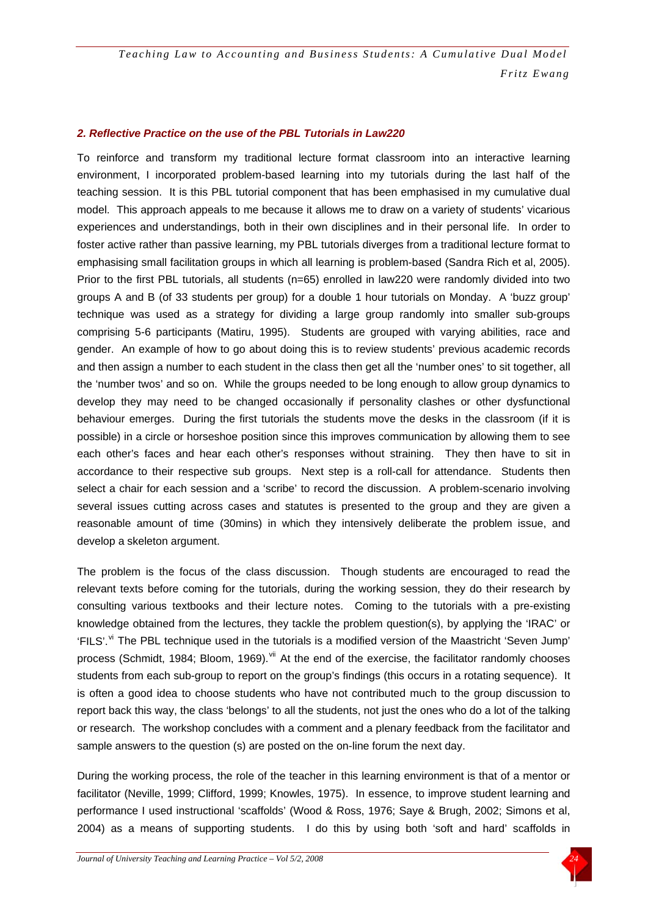### *2. Reflective Practice on the use of the PBL Tutorials in Law220*

To reinforce and transform my traditional lecture format classroom into an interactive learning environment, I incorporated problem-based learning into my tutorials during the last half of the teaching session. It is this PBL tutorial component that has been emphasised in my cumulative dual model. This approach appeals to me because it allows me to draw on a variety of students' vicarious experiences and understandings, both in their own disciplines and in their personal life. In order to foster active rather than passive learning, my PBL tutorials diverges from a traditional lecture format to emphasising small facilitation groups in which all learning is problem-based (Sandra Rich et al, 2005). Prior to the first PBL tutorials, all students (n=65) enrolled in law220 were randomly divided into two groups A and B (of 33 students per group) for a double 1 hour tutorials on Monday. A 'buzz group' technique was used as a strategy for dividing a large group randomly into smaller sub-groups comprising 5-6 participants (Matiru, 1995). Students are grouped with varying abilities, race and gender. An example of how to go about doing this is to review students' previous academic records and then assign a number to each student in the class then get all the 'number ones' to sit together, all the 'number twos' and so on. While the groups needed to be long enough to allow group dynamics to develop they may need to be changed occasionally if personality clashes or other dysfunctional behaviour emerges. During the first tutorials the students move the desks in the classroom (if it is possible) in a circle or horseshoe position since this improves communication by allowing them to see each other's faces and hear each other's responses without straining. They then have to sit in accordance to their respective sub groups. Next step is a roll-call for attendance. Students then select a chair for each session and a 'scribe' to record the discussion. A problem-scenario involving several issues cutting across cases and statutes is presented to the group and they are given a reasonable amount of time (30mins) in which they intensively deliberate the problem issue, and develop a skeleton argument.

The problem is the focus of the class discussion. Though students are encouraged to read the relevant texts before coming for the tutorials, during the working session, they do their research by consulting various textbooks and their lecture notes. Coming to the tutorials with a pre-existing knowledge obtained from the lectures, they tackle the problem question(s), by applying the 'IRAC' or 'FILS'.[vi] The PBL technique used in the tutorials is a modified version of the Maastricht 'Seven Jump' process (Schmidt, 1984; Bloom, 1969).[vii] At the end of the exercise, the facilitator randomly chooses students from each sub-group to report on the group's findings (this occurs in a rotating sequence). It is often a good idea to choose students who have not contributed much to the group discussion to report back this way, the class 'belongs' to all the students, not just the ones who do a lot of the talking or research. The workshop concludes with a comment and a plenary feedback from the facilitator and sample answers to the question (s) are posted on the on-line forum the next day.

During the working process, the role of the teacher in this learning environment is that of a mentor or facilitator (Neville, 1999; Clifford, 1999; Knowles, 1975). In essence, to improve student learning and performance I used instructional 'scaffolds' (Wood & Ross, 1976; Saye & Brugh, 2002; Simons et al, 2004) as a means of supporting students. I do this by using both 'soft and hard' scaffolds in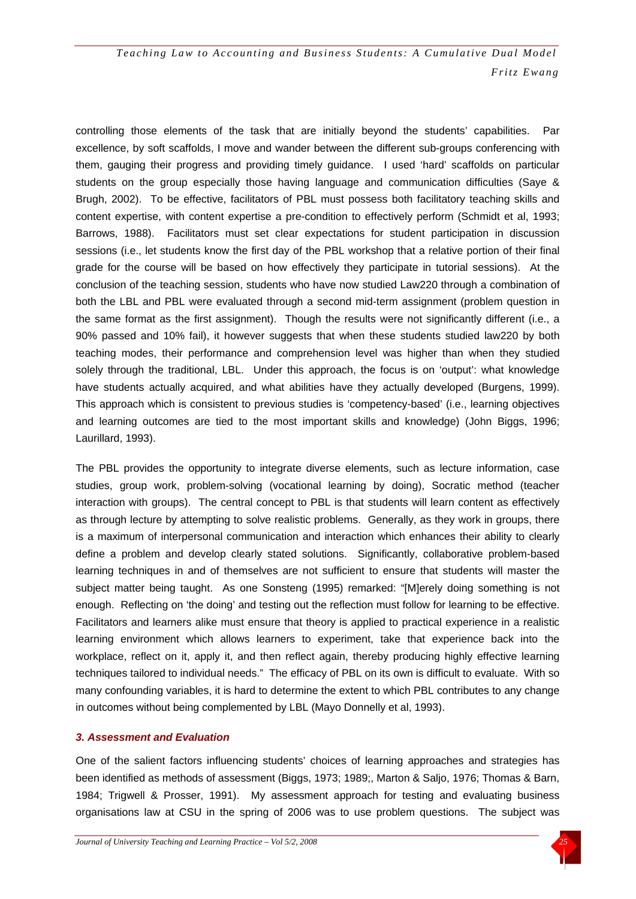controlling those elements of the task that are initially beyond the students' capabilities. Par excellence, by soft scaffolds, I move and wander between the different sub-groups conferencing with them, gauging their progress and providing timely guidance. I used 'hard' scaffolds on particular students on the group especially those having language and communication difficulties (Saye & Brugh, 2002). To be effective, facilitators of PBL must possess both facilitatory teaching skills and content expertise, with content expertise a pre-condition to effectively perform (Schmidt et al, 1993; Barrows, 1988). Facilitators must set clear expectations for student participation in discussion sessions (i.e., let students know the first day of the PBL workshop that a relative portion of their final grade for the course will be based on how effectively they participate in tutorial sessions). At the conclusion of the teaching session, students who have now studied Law220 through a combination of both the LBL and PBL were evaluated through a second mid-term assignment (problem question in the same format as the first assignment). Though the results were not significantly different (i.e., a 90% passed and 10% fail), it however suggests that when these students studied law220 by both teaching modes, their performance and comprehension level was higher than when they studied solely through the traditional, LBL. Under this approach, the focus is on 'output': what knowledge have students actually acquired, and what abilities have they actually developed (Burgens, 1999). This approach which is consistent to previous studies is 'competency-based' (i.e., learning objectives and learning outcomes are tied to the most important skills and knowledge) (John Biggs, 1996; Laurillard, 1993).

The PBL provides the opportunity to integrate diverse elements, such as lecture information, case studies, group work, problem-solving (vocational learning by doing), Socratic method (teacher interaction with groups). The central concept to PBL is that students will learn content as effectively as through lecture by attempting to solve realistic problems. Generally, as they work in groups, there is a maximum of interpersonal communication and interaction which enhances their ability to clearly define a problem and develop clearly stated solutions. Significantly, collaborative problem-based learning techniques in and of themselves are not sufficient to ensure that students will master the subject matter being taught. As one Sonsteng (1995) remarked: "[M]erely doing something is not enough. Reflecting on 'the doing' and testing out the reflection must follow for learning to be effective. Facilitators and learners alike must ensure that theory is applied to practical experience in a realistic learning environment which allows learners to experiment, take that experience back into the workplace, reflect on it, apply it, and then reflect again, thereby producing highly effective learning techniques tailored to individual needs." The efficacy of PBL on its own is difficult to evaluate. With so many confounding variables, it is hard to determine the extent to which PBL contributes to any change in outcomes without being complemented by LBL (Mayo Donnelly et al, 1993).

### *3. Assessment and Evaluation*

One of the salient factors influencing students' choices of learning approaches and strategies has been identified as methods of assessment (Biggs, 1973; 1989;, Marton & Saljo, 1976; Thomas & Barn, 1984; Trigwell & Prosser, 1991). My assessment approach for testing and evaluating business organisations law at CSU in the spring of 2006 was to use problem questions. The subject was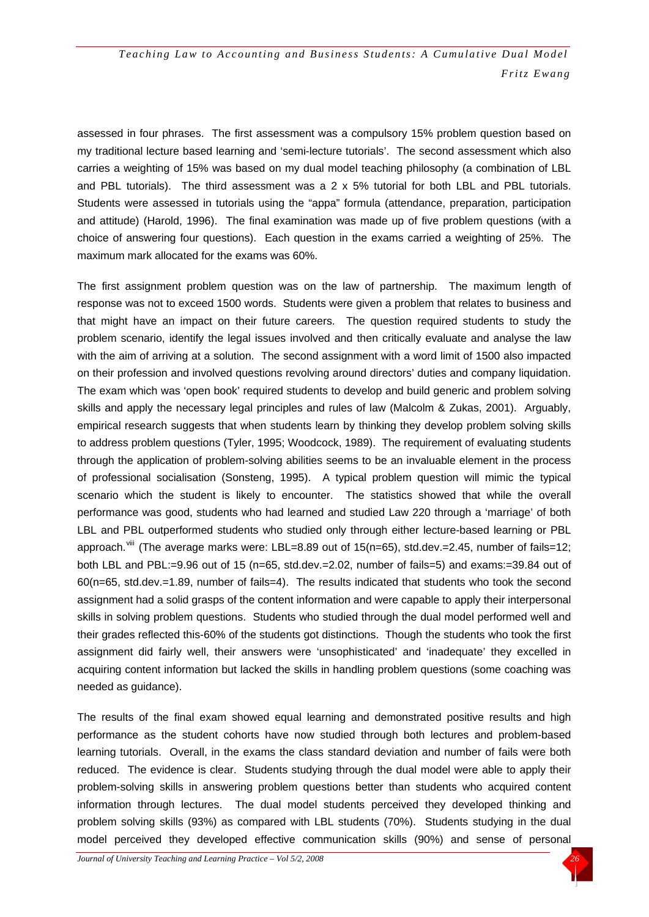assessed in four phrases. The first assessment was a compulsory 15% problem question based on my traditional lecture based learning and 'semi-lecture tutorials'. The second assessment which also carries a weighting of 15% was based on my dual model teaching philosophy (a combination of LBL and PBL tutorials). The third assessment was a 2 x 5% tutorial for both LBL and PBL tutorials. Students were assessed in tutorials using the "appa" formula (attendance, preparation, participation and attitude) (Harold, 1996). The final examination was made up of five problem questions (with a choice of answering four questions). Each question in the exams carried a weighting of 25%. The maximum mark allocated for the exams was 60%.

The first assignment problem question was on the law of partnership. The maximum length of response was not to exceed 1500 words. Students were given a problem that relates to business and that might have an impact on their future careers. The question required students to study the problem scenario, identify the legal issues involved and then critically evaluate and analyse the law with the aim of arriving at a solution. The second assignment with a word limit of 1500 also impacted on their profession and involved questions revolving around directors' duties and company liquidation. The exam which was 'open book' required students to develop and build generic and problem solving skills and apply the necessary legal principles and rules of law (Malcolm & Zukas, 2001). Arguably, empirical research suggests that when students learn by thinking they develop problem solving skills to address problem questions (Tyler, 1995; Woodcock, 1989). The requirement of evaluating students through the application of problem-solving abilities seems to be an invaluable element in the process of professional socialisation (Sonsteng, 1995). A typical problem question will mimic the typical scenario which the student is likely to encounter. The statistics showed that while the overall performance was good, students who had learned and studied Law 220 through a 'marriage' of both LBL and PBL outperformed students who studied only through either lecture-based learning or PBL approach.[viii] (The average marks were: LBL=8.89 out of 15(n=65), std.dev.=2.45, number of fails=12; both LBL and PBL:=9.96 out of 15 (n=65, std.dev.=2.02, number of fails=5) and exams:=39.84 out of 60(n=65, std.dev.=1.89, number of fails=4). The results indicated that students who took the second assignment had a solid grasps of the content information and were capable to apply their interpersonal skills in solving problem questions. Students who studied through the dual model performed well and their grades reflected this-60% of the students got distinctions. Though the students who took the first assignment did fairly well, their answers were 'unsophisticated' and 'inadequate' they excelled in acquiring content information but lacked the skills in handling problem questions (some coaching was needed as guidance).

The results of the final exam showed equal learning and demonstrated positive results and high performance as the student cohorts have now studied through both lectures and problem-based learning tutorials. Overall, in the exams the class standard deviation and number of fails were both reduced. The evidence is clear. Students studying through the dual model were able to apply their problem-solving skills in answering problem questions better than students who acquired content information through lectures. The dual model students perceived they developed thinking and problem solving skills (93%) as compared with LBL students (70%). Students studying in the dual model perceived they developed effective communication skills (90%) and sense of personal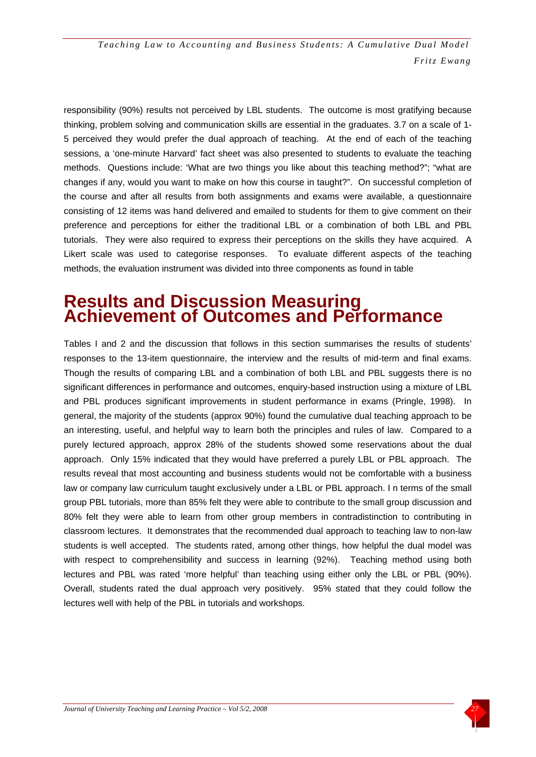responsibility (90%) results not perceived by LBL students. The outcome is most gratifying because thinking, problem solving and communication skills are essential in the graduates. 3.7 on a scale of 1-5 perceived they would prefer the dual approach of teaching. At the end of each of the teaching sessions, a 'one-minute Harvard' fact sheet was also presented to students to evaluate the teaching methods. Questions include: 'What are two things you like about this teaching method?"; "what are changes if any, would you want to make on how this course in taught?". On successful completion of the course and after all results from both assignments and exams were available, a questionnaire consisting of 12 items was hand delivered and emailed to students for them to give comment on their preference and perceptions for either the traditional LBL or a combination of both LBL and PBL tutorials. They were also required to express their perceptions on the skills they have acquired. A Likert scale was used to categorise responses. To evaluate different aspects of the teaching methods, the evaluation instrument was divided into three components as found in table

# Results and Discussion Measuring Achievement of Outcomes and Performance

Tables I and 2 and the discussion that follows in this section summarises the results of students' responses to the 13-item questionnaire, the interview and the results of mid-term and final exams. Though the results of comparing LBL and a combination of both LBL and PBL suggests there is no significant differences in performance and outcomes, enquiry-based instruction using a mixture of LBL and PBL produces significant improvements in student performance in exams (Pringle, 1998). In general, the majority of the students (approx 90%) found the cumulative dual teaching approach to be an interesting, useful, and helpful way to learn both the principles and rules of law. Compared to a purely lectured approach, approx 28% of the students showed some reservations about the dual approach. Only 15% indicated that they would have preferred a purely LBL or PBL approach. The results reveal that most accounting and business students would not be comfortable with a business law or company law curriculum taught exclusively under a LBL or PBL approach. I n terms of the small group PBL tutorials, more than 85% felt they were able to contribute to the small group discussion and 80% felt they were able to learn from other group members in contradistinction to contributing in classroom lectures. It demonstrates that the recommended dual approach to teaching law to non-law students is well accepted. The students rated, among other things, how helpful the dual model was with respect to comprehensibility and success in learning (92%). Teaching method using both lectures and PBL was rated 'more helpful' than teaching using either only the LBL or PBL (90%). Overall, students rated the dual approach very positively. 95% stated that they could follow the lectures well with help of the PBL in tutorials and workshops.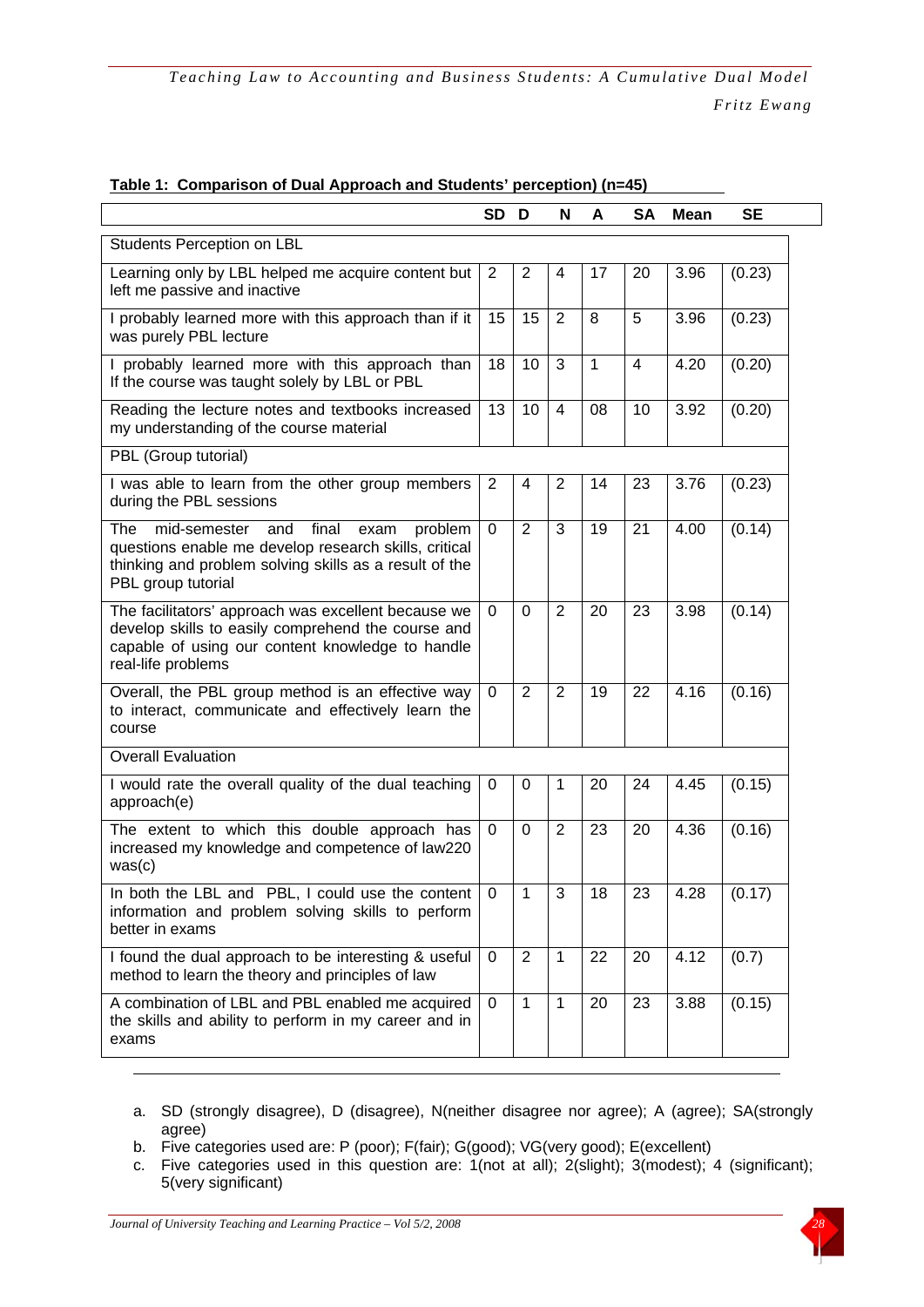**Table 1: Comparison of Dual Approach and Students' perception) (n=45)**

| | SD | D | N | A | SA | Mean | SE |
|---|---|---|---|---|---|---|---|
| Students Perception on LBL | | | | | | | |
| Learning only by LBL helped me acquire content but left me passive and inactive | 2 | 2 | 4 | 17 | 20 | 3.96 | (0.23) |
| I probably learned more with this approach than if it was purely PBL lecture | 15 | 15 | 2 | 8 | 5 | 3.96 | (0.23) |
| I probably learned more with this approach than If the course was taught solely by LBL or PBL | 18 | 10 | 3 | 1 | 4 | 4.20 | (0.20) |
| Reading the lecture notes and textbooks increased my understanding of the course material | 13 | 10 | 4 | 08 | 10 | 3.92 | (0.20) |
| PBL (Group tutorial) | | | | | | | |
| I was able to learn from the other group members during the PBL sessions | 2 | 4 | 2 | 14 | 23 | 3.76 | (0.23) |
| The mid-semester and final exam problem questions enable me develop research skills, critical thinking and problem solving skills as a result of the PBL group tutorial | 0 | 2 | 3 | 19 | 21 | 4.00 | (0.14) |
| The facilitators' approach was excellent because we develop skills to easily comprehend the course and capable of using our content knowledge to handle real-life problems | 0 | 0 | 2 | 20 | 23 | 3.98 | (0.14) |
| Overall, the PBL group method is an effective way to interact, communicate and effectively learn the course | 0 | 2 | 2 | 19 | 22 | 4.16 | (0.16) |
| Overall Evaluation | | | | | | | |
| I would rate the overall quality of the dual teaching approach(e) | 0 | 0 | 1 | 20 | 24 | 4.45 | (0.15) |
| The extent to which this double approach has increased my knowledge and competence of law220 was(c) | 0 | 0 | 2 | 23 | 20 | 4.36 | (0.16) |
| In both the LBL and PBL, I could use the content information and problem solving skills to perform better in exams | 0 | 1 | 3 | 18 | 23 | 4.28 | (0.17) |
| I found the dual approach to be interesting & useful method to learn the theory and principles of law | 0 | 2 | 1 | 22 | 20 | 4.12 | (0.7) |
| A combination of LBL and PBL enabled me acquired the skills and ability to perform in my career and in exams | 0 | 1 | 1 | 20 | 23 | 3.88 | (0.15) |

a. SD (strongly disagree), D (disagree), N(neither disagree nor agree); A (agree); SA(strongly agree)

b. Five categories used are: P (poor); F(fair); G(good); VG(very good); E(excellent)

c. Five categories used in this question are: 1(not at all); 2(slight); 3(modest); 4 (significant); 5(very significant)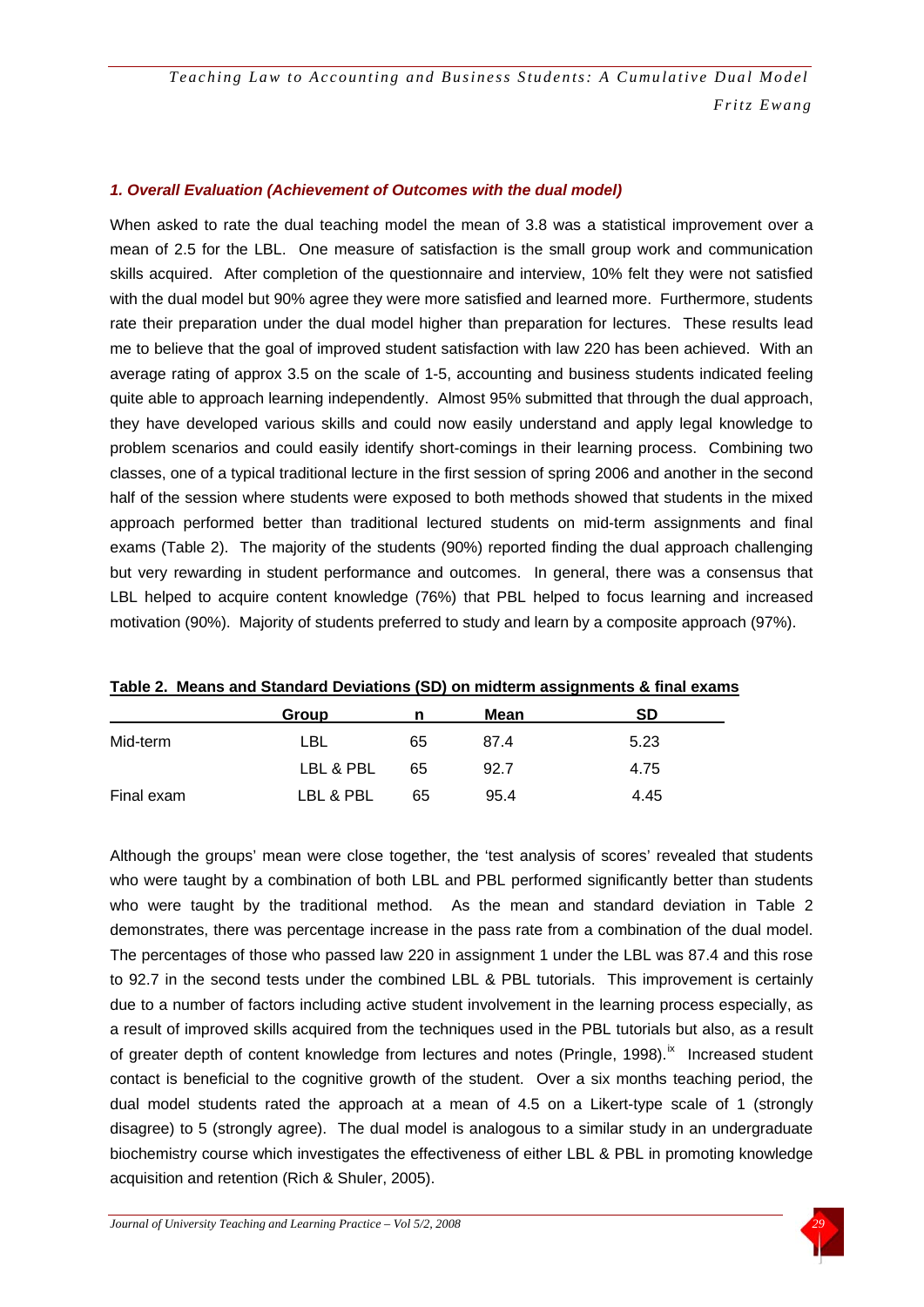### *1. Overall Evaluation (Achievement of Outcomes with the dual model)*

When asked to rate the dual teaching model the mean of 3.8 was a statistical improvement over a mean of 2.5 for the LBL. One measure of satisfaction is the small group work and communication skills acquired. After completion of the questionnaire and interview, 10% felt they were not satisfied with the dual model but 90% agree they were more satisfied and learned more. Furthermore, students rate their preparation under the dual model higher than preparation for lectures. These results lead me to believe that the goal of improved student satisfaction with law 220 has been achieved. With an average rating of approx 3.5 on the scale of 1-5, accounting and business students indicated feeling quite able to approach learning independently. Almost 95% submitted that through the dual approach, they have developed various skills and could now easily understand and apply legal knowledge to problem scenarios and could easily identify short-comings in their learning process. Combining two classes, one of a typical traditional lecture in the first session of spring 2006 and another in the second half of the session where students were exposed to both methods showed that students in the mixed approach performed better than traditional lectured students on mid-term assignments and final exams (Table 2). The majority of the students (90%) reported finding the dual approach challenging but very rewarding in student performance and outcomes. In general, there was a consensus that LBL helped to acquire content knowledge (76%) that PBL helped to focus learning and increased motivation (90%). Majority of students preferred to study and learn by a composite approach (97%).

**Table 2. Means and Standard Deviations (SD) on midterm assignments & final exams**

| | Group | n | Mean | SD |
|---|---|---|---|---|
| Mid-term | LBL | 65 | 87.4 | 5.23 |
| | LBL & PBL | 65 | 92.7 | 4.75 |
| Final exam | LBL & PBL | 65 | 95.4 | 4.45 |

Although the groups' mean were close together, the 'test analysis of scores' revealed that students who were taught by a combination of both LBL and PBL performed significantly better than students who were taught by the traditional method. As the mean and standard deviation in Table 2 demonstrates, there was percentage increase in the pass rate from a combination of the dual model. The percentages of those who passed law 220 in assignment 1 under the LBL was 87.4 and this rose to 92.7 in the second tests under the combined LBL & PBL tutorials. This improvement is certainly due to a number of factors including active student involvement in the learning process especially, as a result of improved skills acquired from the techniques used in the PBL tutorials but also, as a result of greater depth of content knowledge from lectures and notes (Pringle, 1998).[ix] Increased student contact is beneficial to the cognitive growth of the student. Over a six months teaching period, the dual model students rated the approach at a mean of 4.5 on a Likert-type scale of 1 (strongly disagree) to 5 (strongly agree). The dual model is analogous to a similar study in an undergraduate biochemistry course which investigates the effectiveness of either LBL & PBL in promoting knowledge acquisition and retention (Rich & Shuler, 2005).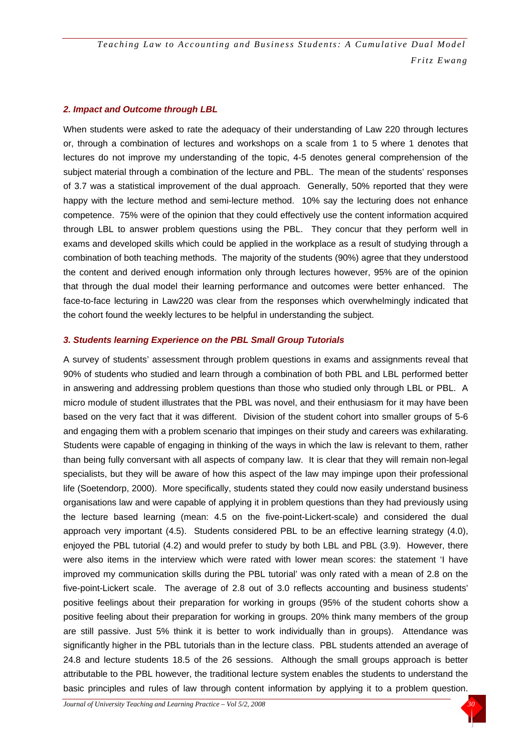### *2. Impact and Outcome through LBL*

When students were asked to rate the adequacy of their understanding of Law 220 through lectures or, through a combination of lectures and workshops on a scale from 1 to 5 where 1 denotes that lectures do not improve my understanding of the topic, 4-5 denotes general comprehension of the subject material through a combination of the lecture and PBL. The mean of the students' responses of 3.7 was a statistical improvement of the dual approach. Generally, 50% reported that they were happy with the lecture method and semi-lecture method. 10% say the lecturing does not enhance competence. 75% were of the opinion that they could effectively use the content information acquired through LBL to answer problem questions using the PBL. They concur that they perform well in exams and developed skills which could be applied in the workplace as a result of studying through a combination of both teaching methods. The majority of the students (90%) agree that they understood the content and derived enough information only through lectures however, 95% are of the opinion that through the dual model their learning performance and outcomes were better enhanced. The face-to-face lecturing in Law220 was clear from the responses which overwhelmingly indicated that the cohort found the weekly lectures to be helpful in understanding the subject.

### *3. Students learning Experience on the PBL Small Group Tutorials*

A survey of students' assessment through problem questions in exams and assignments reveal that 90% of students who studied and learn through a combination of both PBL and LBL performed better in answering and addressing problem questions than those who studied only through LBL or PBL. A micro module of student illustrates that the PBL was novel, and their enthusiasm for it may have been based on the very fact that it was different. Division of the student cohort into smaller groups of 5-6 and engaging them with a problem scenario that impinges on their study and careers was exhilarating. Students were capable of engaging in thinking of the ways in which the law is relevant to them, rather than being fully conversant with all aspects of company law. It is clear that they will remain non-legal specialists, but they will be aware of how this aspect of the law may impinge upon their professional life (Soetendorp, 2000). More specifically, students stated they could now easily understand business organisations law and were capable of applying it in problem questions than they had previously using the lecture based learning (mean: 4.5 on the five-point-Lickert-scale) and considered the dual approach very important (4.5). Students considered PBL to be an effective learning strategy (4.0), enjoyed the PBL tutorial (4.2) and would prefer to study by both LBL and PBL (3.9). However, there were also items in the interview which were rated with lower mean scores: the statement 'I have improved my communication skills during the PBL tutorial' was only rated with a mean of 2.8 on the five-point-Lickert scale. The average of 2.8 out of 3.0 reflects accounting and business students' positive feelings about their preparation for working in groups (95% of the student cohorts show a positive feeling about their preparation for working in groups. 20% think many members of the group are still passive. Just 5% think it is better to work individually than in groups). Attendance was significantly higher in the PBL tutorials than in the lecture class. PBL students attended an average of 24.8 and lecture students 18.5 of the 26 sessions. Although the small groups approach is better attributable to the PBL however, the traditional lecture system enables the students to understand the basic principles and rules of law through content information by applying it to a problem question.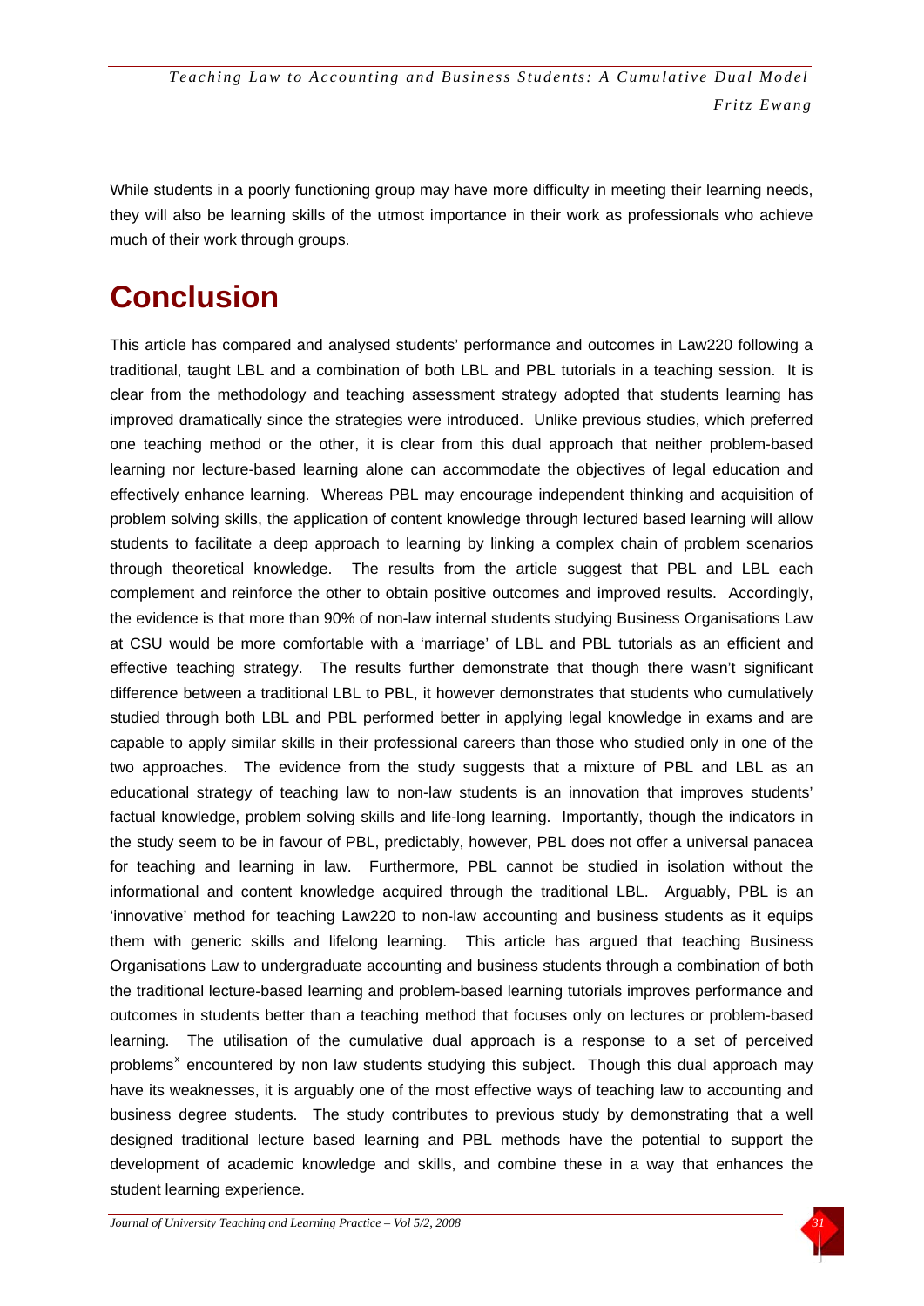While students in a poorly functioning group may have more difficulty in meeting their learning needs, they will also be learning skills of the utmost importance in their work as professionals who achieve much of their work through groups.

# Conclusion

This article has compared and analysed students' performance and outcomes in Law220 following a traditional, taught LBL and a combination of both LBL and PBL tutorials in a teaching session. It is clear from the methodology and teaching assessment strategy adopted that students learning has improved dramatically since the strategies were introduced. Unlike previous studies, which preferred one teaching method or the other, it is clear from this dual approach that neither problem-based learning nor lecture-based learning alone can accommodate the objectives of legal education and effectively enhance learning. Whereas PBL may encourage independent thinking and acquisition of problem solving skills, the application of content knowledge through lectured based learning will allow students to facilitate a deep approach to learning by linking a complex chain of problem scenarios through theoretical knowledge. The results from the article suggest that PBL and LBL each complement and reinforce the other to obtain positive outcomes and improved results. Accordingly, the evidence is that more than 90% of non-law internal students studying Business Organisations Law at CSU would be more comfortable with a 'marriage' of LBL and PBL tutorials as an efficient and effective teaching strategy. The results further demonstrate that though there wasn't significant difference between a traditional LBL to PBL, it however demonstrates that students who cumulatively studied through both LBL and PBL performed better in applying legal knowledge in exams and are capable to apply similar skills in their professional careers than those who studied only in one of the two approaches. The evidence from the study suggests that a mixture of PBL and LBL as an educational strategy of teaching law to non-law students is an innovation that improves students' factual knowledge, problem solving skills and life-long learning. Importantly, though the indicators in the study seem to be in favour of PBL, predictably, however, PBL does not offer a universal panacea for teaching and learning in law. Furthermore, PBL cannot be studied in isolation without the informational and content knowledge acquired through the traditional LBL. Arguably, PBL is an 'innovative' method for teaching Law220 to non-law accounting and business students as it equips them with generic skills and lifelong learning. This article has argued that teaching Business Organisations Law to undergraduate accounting and business students through a combination of both the traditional lecture-based learning and problem-based learning tutorials improves performance and outcomes in students better than a teaching method that focuses only on lectures or problem-based learning. The utilisation of the cumulative dual approach is a response to a set of perceived problems[x] encountered by non law students studying this subject. Though this dual approach may have its weaknesses, it is arguably one of the most effective ways of teaching law to accounting and business degree students. The study contributes to previous study by demonstrating that a well designed traditional lecture based learning and PBL methods have the potential to support the development of academic knowledge and skills, and combine these in a way that enhances the student learning experience.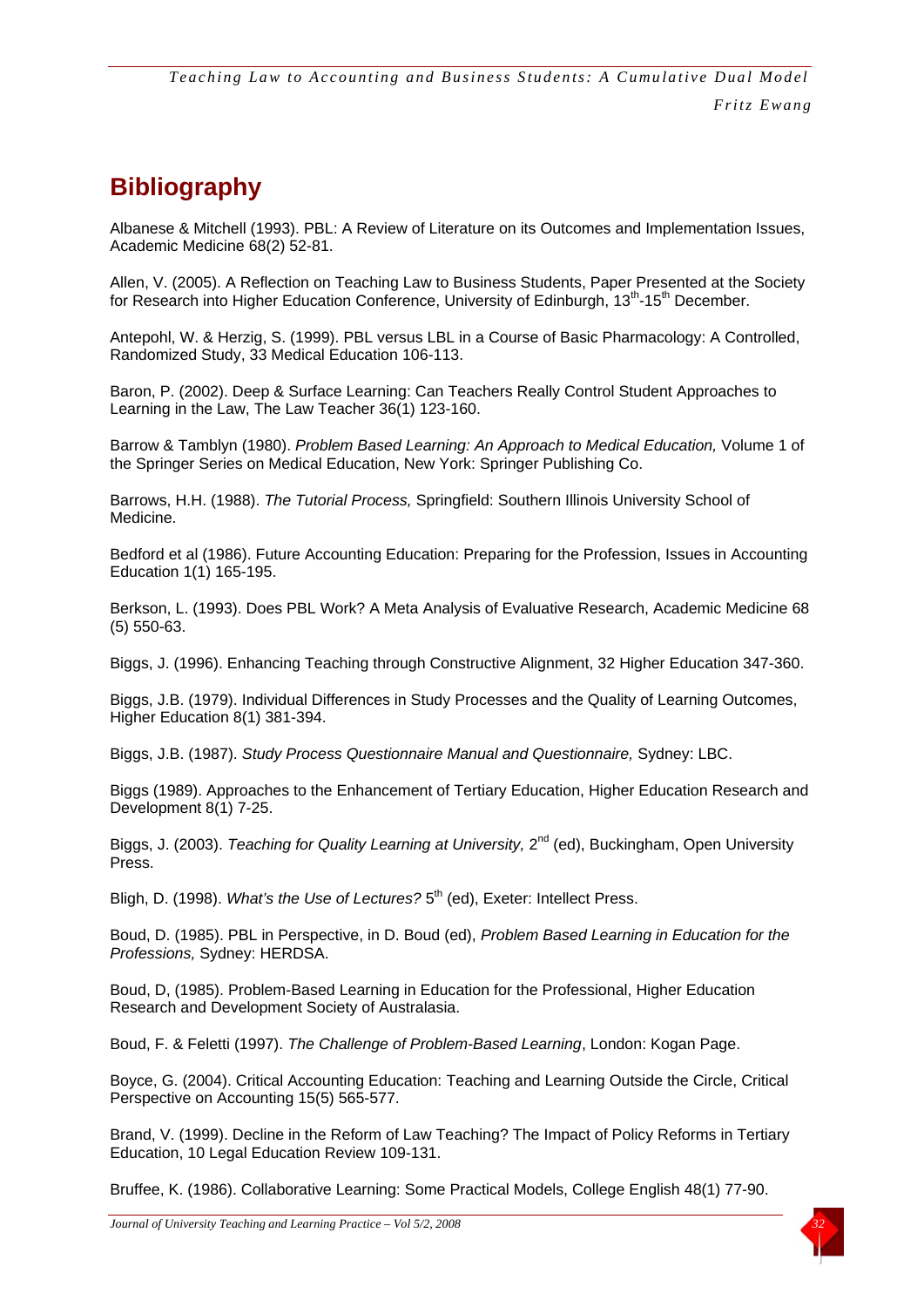## Bibliography

Albanese & Mitchell (1993). PBL: A Review of Literature on its Outcomes and Implementation Issues, Academic Medicine 68(2) 52-81.

Allen, V. (2005). A Reflection on Teaching Law to Business Students, Paper Presented at the Society for Research into Higher Education Conference, University of Edinburgh, 13th-15th December.

Antepohl, W. & Herzig, S. (1999). PBL versus LBL in a Course of Basic Pharmacology: A Controlled, Randomized Study, 33 Medical Education 106-113.

Baron, P. (2002). Deep & Surface Learning: Can Teachers Really Control Student Approaches to Learning in the Law, The Law Teacher 36(1) 123-160.

Barrow & Tamblyn (1980). *Problem Based Learning: An Approach to Medical Education,* Volume 1 of the Springer Series on Medical Education, New York: Springer Publishing Co.

Barrows, H.H. (1988). *The Tutorial Process,* Springfield: Southern Illinois University School of Medicine.

Bedford et al (1986). Future Accounting Education: Preparing for the Profession, Issues in Accounting Education 1(1) 165-195.

Berkson, L. (1993). Does PBL Work? A Meta Analysis of Evaluative Research, Academic Medicine 68 (5) 550-63.

Biggs, J. (1996). Enhancing Teaching through Constructive Alignment, 32 Higher Education 347-360.

Biggs, J.B. (1979). Individual Differences in Study Processes and the Quality of Learning Outcomes, Higher Education 8(1) 381-394.

Biggs, J.B. (1987). *Study Process Questionnaire Manual and Questionnaire,* Sydney: LBC.

Biggs (1989). Approaches to the Enhancement of Tertiary Education, Higher Education Research and Development 8(1) 7-25.

Biggs, J. (2003). *Teaching for Quality Learning at University,* 2nd (ed), Buckingham, Open University Press.

Bligh, D. (1998). *What's the Use of Lectures?* 5th (ed), Exeter: Intellect Press.

Boud, D. (1985). PBL in Perspective, in D. Boud (ed), *Problem Based Learning in Education for the Professions,* Sydney: HERDSA.

Boud, D, (1985). Problem-Based Learning in Education for the Professional, Higher Education Research and Development Society of Australasia.

Boud, F. & Feletti (1997). *The Challenge of Problem-Based Learning*, London: Kogan Page.

Boyce, G. (2004). Critical Accounting Education: Teaching and Learning Outside the Circle, Critical Perspective on Accounting 15(5) 565-577.

Brand, V. (1999). Decline in the Reform of Law Teaching? The Impact of Policy Reforms in Tertiary Education, 10 Legal Education Review 109-131.

Bruffee, K. (1986). Collaborative Learning: Some Practical Models, College English 48(1) 77-90.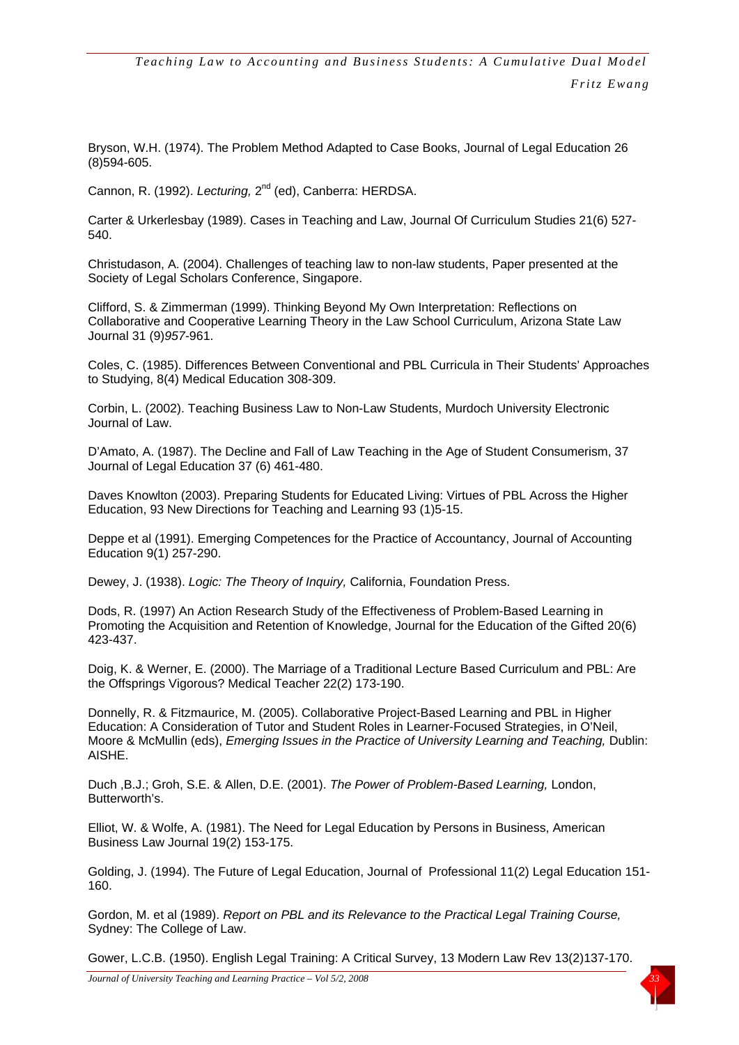Bryson, W.H. (1974). The Problem Method Adapted to Case Books, Journal of Legal Education 26 (8)594-605.

Cannon, R. (1992). *Lecturing,* 2nd (ed), Canberra: HERDSA.

Carter & Urkerlesbay (1989). Cases in Teaching and Law, Journal Of Curriculum Studies 21(6) 527-540.

Christudason, A. (2004). Challenges of teaching law to non-law students, Paper presented at the Society of Legal Scholars Conference, Singapore.

Clifford, S. & Zimmerman (1999). Thinking Beyond My Own Interpretation: Reflections on Collaborative and Cooperative Learning Theory in the Law School Curriculum, Arizona State Law Journal 31 (9)*957*-961.

Coles, C. (1985). Differences Between Conventional and PBL Curricula in Their Students' Approaches to Studying, 8(4) Medical Education 308-309.

Corbin, L. (2002). Teaching Business Law to Non-Law Students, Murdoch University Electronic Journal of Law.

D'Amato, A. (1987). The Decline and Fall of Law Teaching in the Age of Student Consumerism, 37 Journal of Legal Education 37 (6) 461-480.

Daves Knowlton (2003). Preparing Students for Educated Living: Virtues of PBL Across the Higher Education, 93 New Directions for Teaching and Learning 93 (1)5-15.

Deppe et al (1991). Emerging Competences for the Practice of Accountancy, Journal of Accounting Education 9(1) 257-290.

Dewey, J. (1938). *Logic: The Theory of Inquiry,* California, Foundation Press.

Dods, R. (1997) An Action Research Study of the Effectiveness of Problem-Based Learning in Promoting the Acquisition and Retention of Knowledge, Journal for the Education of the Gifted 20(6) 423-437.

Doig, K. & Werner, E. (2000). The Marriage of a Traditional Lecture Based Curriculum and PBL: Are the Offsprings Vigorous? Medical Teacher 22(2) 173-190.

Donnelly, R. & Fitzmaurice, M. (2005). Collaborative Project-Based Learning and PBL in Higher Education: A Consideration of Tutor and Student Roles in Learner-Focused Strategies, in O'Neil, Moore & McMullin (eds), *Emerging Issues in the Practice of University Learning and Teaching,* Dublin: AISHE.

Duch ,B.J.; Groh, S.E. & Allen, D.E. (2001). *The Power of Problem-Based Learning,* London, Butterworth's.

Elliot, W. & Wolfe, A. (1981). The Need for Legal Education by Persons in Business, American Business Law Journal 19(2) 153-175.

Golding, J. (1994). The Future of Legal Education, Journal of Professional 11(2) Legal Education 151-160.

Gordon, M. et al (1989). *Report on PBL and its Relevance to the Practical Legal Training Course,* Sydney: The College of Law.

Gower, L.C.B. (1950). English Legal Training: A Critical Survey, 13 Modern Law Rev 13(2)137-170.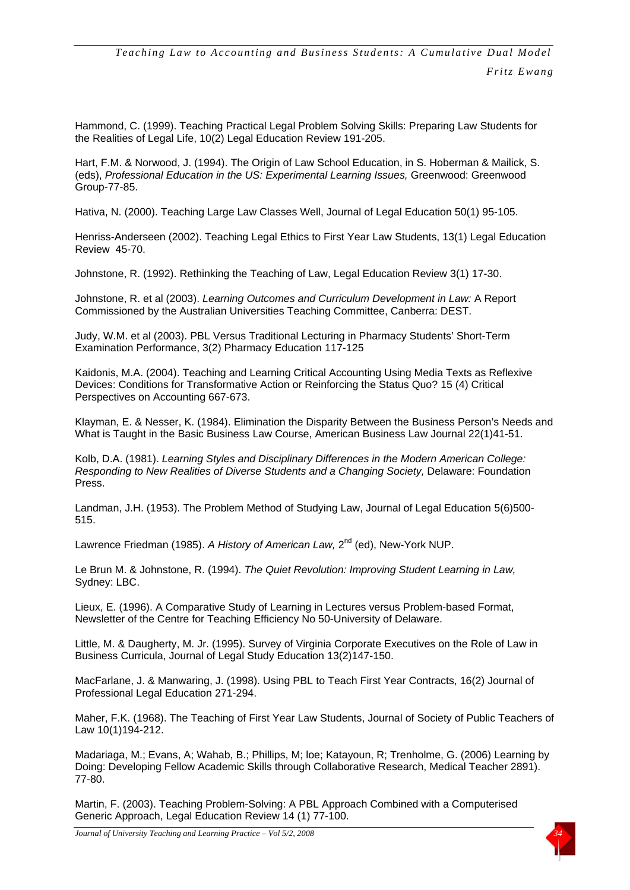Hammond, C. (1999). Teaching Practical Legal Problem Solving Skills: Preparing Law Students for the Realities of Legal Life, 10(2) Legal Education Review 191-205.

Hart, F.M. & Norwood, J. (1994). The Origin of Law School Education, in S. Hoberman & Mailick, S. (eds), *Professional Education in the US: Experimental Learning Issues,* Greenwood: Greenwood Group-77-85.

Hativa, N. (2000). Teaching Large Law Classes Well, Journal of Legal Education 50(1) 95-105.

Henriss-Anderseen (2002). Teaching Legal Ethics to First Year Law Students, 13(1) Legal Education Review 45-70.

Johnstone, R. (1992). Rethinking the Teaching of Law, Legal Education Review 3(1) 17-30.

Johnstone, R. et al (2003). *Learning Outcomes and Curriculum Development in Law:* A Report Commissioned by the Australian Universities Teaching Committee, Canberra: DEST.

Judy, W.M. et al (2003). PBL Versus Traditional Lecturing in Pharmacy Students' Short-Term Examination Performance, 3(2) Pharmacy Education 117-125

Kaidonis, M.A. (2004). Teaching and Learning Critical Accounting Using Media Texts as Reflexive Devices: Conditions for Transformative Action or Reinforcing the Status Quo? 15 (4) Critical Perspectives on Accounting 667-673.

Klayman, E. & Nesser, K. (1984). Elimination the Disparity Between the Business Person's Needs and What is Taught in the Basic Business Law Course, American Business Law Journal 22(1)41-51.

Kolb, D.A. (1981). *Learning Styles and Disciplinary Differences in the Modern American College: Responding to New Realities of Diverse Students and a Changing Society,* Delaware: Foundation Press.

Landman, J.H. (1953). The Problem Method of Studying Law, Journal of Legal Education 5(6)500-515.

Lawrence Friedman (1985). *A History of American Law,* 2nd (ed), New-York NUP.

Le Brun M. & Johnstone, R. (1994). *The Quiet Revolution: Improving Student Learning in Law,* Sydney: LBC.

Lieux, E. (1996). A Comparative Study of Learning in Lectures versus Problem-based Format, Newsletter of the Centre for Teaching Efficiency No 50-University of Delaware.

Little, M. & Daugherty, M. Jr. (1995). Survey of Virginia Corporate Executives on the Role of Law in Business Curricula, Journal of Legal Study Education 13(2)147-150.

MacFarlane, J. & Manwaring, J. (1998). Using PBL to Teach First Year Contracts, 16(2) Journal of Professional Legal Education 271-294.

Maher, F.K. (1968). The Teaching of First Year Law Students, Journal of Society of Public Teachers of Law 10(1)194-212.

Madariaga, M.; Evans, A; Wahab, B.; Phillips, M; loe; Katayoun, R; Trenholme, G. (2006) Learning by Doing: Developing Fellow Academic Skills through Collaborative Research, Medical Teacher 2891). 77-80.

Martin, F. (2003). Teaching Problem-Solving: A PBL Approach Combined with a Computerised Generic Approach, Legal Education Review 14 (1) 77-100.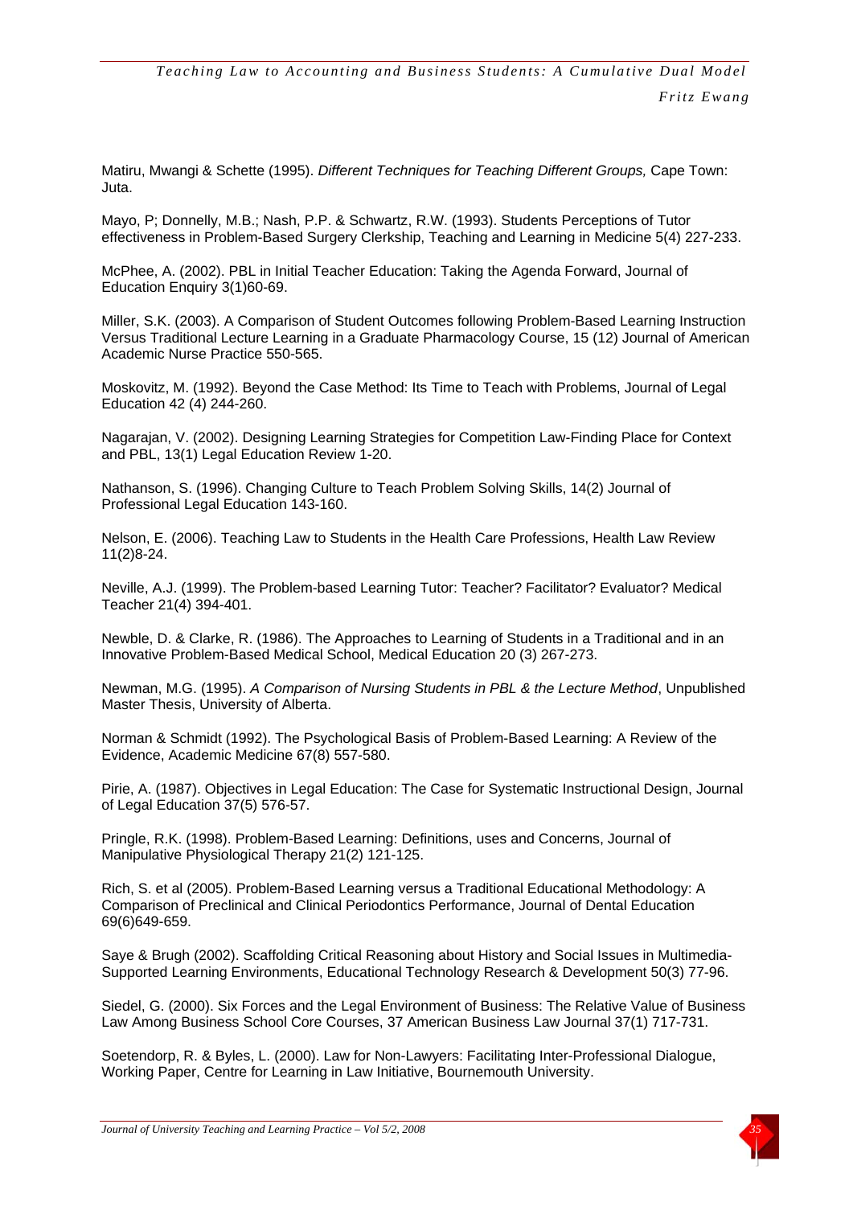Matiru, Mwangi & Schette (1995). *Different Techniques for Teaching Different Groups,* Cape Town: Juta.

Mayo, P; Donnelly, M.B.; Nash, P.P. & Schwartz, R.W. (1993). Students Perceptions of Tutor effectiveness in Problem-Based Surgery Clerkship, Teaching and Learning in Medicine 5(4) 227-233.

McPhee, A. (2002). PBL in Initial Teacher Education: Taking the Agenda Forward, Journal of Education Enquiry 3(1)60-69.

Miller, S.K. (2003). A Comparison of Student Outcomes following Problem-Based Learning Instruction Versus Traditional Lecture Learning in a Graduate Pharmacology Course, 15 (12) Journal of American Academic Nurse Practice 550-565.

Moskovitz, M. (1992). Beyond the Case Method: Its Time to Teach with Problems, Journal of Legal Education 42 (4) 244-260.

Nagarajan, V. (2002). Designing Learning Strategies for Competition Law-Finding Place for Context and PBL, 13(1) Legal Education Review 1-20.

Nathanson, S. (1996). Changing Culture to Teach Problem Solving Skills, 14(2) Journal of Professional Legal Education 143-160.

Nelson, E. (2006). Teaching Law to Students in the Health Care Professions, Health Law Review 11(2)8-24.

Neville, A.J. (1999). The Problem-based Learning Tutor: Teacher? Facilitator? Evaluator? Medical Teacher 21(4) 394-401.

Newble, D. & Clarke, R. (1986). The Approaches to Learning of Students in a Traditional and in an Innovative Problem-Based Medical School, Medical Education 20 (3) 267-273.

Newman, M.G. (1995). *A Comparison of Nursing Students in PBL & the Lecture Method*, Unpublished Master Thesis, University of Alberta.

Norman & Schmidt (1992). The Psychological Basis of Problem-Based Learning: A Review of the Evidence, Academic Medicine 67(8) 557-580.

Pirie, A. (1987). Objectives in Legal Education: The Case for Systematic Instructional Design, Journal of Legal Education 37(5) 576-57.

Pringle, R.K. (1998). Problem-Based Learning: Definitions, uses and Concerns, Journal of Manipulative Physiological Therapy 21(2) 121-125.

Rich, S. et al (2005). Problem-Based Learning versus a Traditional Educational Methodology: A Comparison of Preclinical and Clinical Periodontics Performance, Journal of Dental Education 69(6)649-659.

Saye & Brugh (2002). Scaffolding Critical Reasoning about History and Social Issues in Multimedia-Supported Learning Environments, Educational Technology Research & Development 50(3) 77-96.

Siedel, G. (2000). Six Forces and the Legal Environment of Business: The Relative Value of Business Law Among Business School Core Courses, 37 American Business Law Journal 37(1) 717-731.

Soetendorp, R. & Byles, L. (2000). Law for Non-Lawyers: Facilitating Inter-Professional Dialogue, Working Paper, Centre for Learning in Law Initiative, Bournemouth University.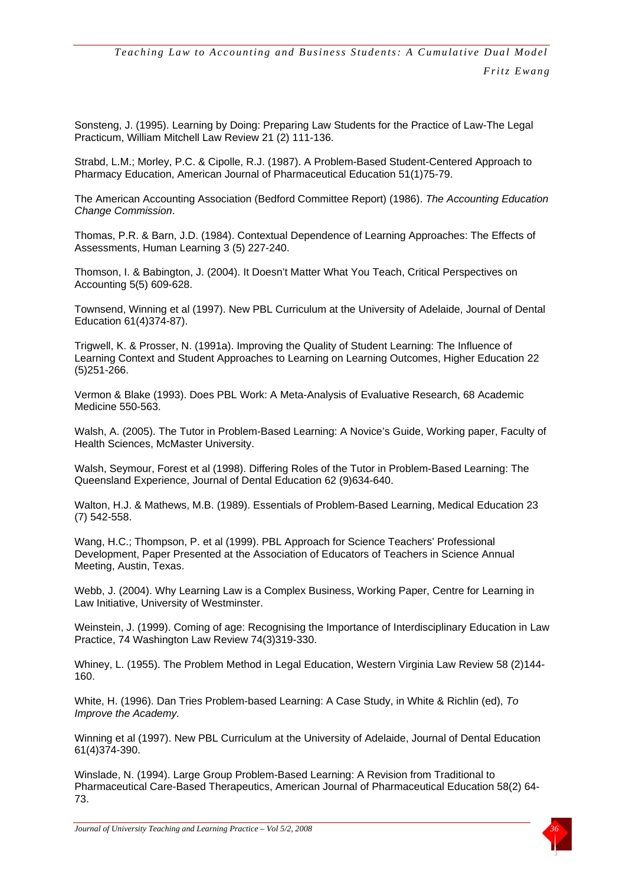Sonsteng, J. (1995). Learning by Doing: Preparing Law Students for the Practice of Law-The Legal Practicum, William Mitchell Law Review 21 (2) 111-136.

Strabd, L.M.; Morley, P.C. & Cipolle, R.J. (1987). A Problem-Based Student-Centered Approach to Pharmacy Education, American Journal of Pharmaceutical Education 51(1)75-79.

The American Accounting Association (Bedford Committee Report) (1986). *The Accounting Education Change Commission*.

Thomas, P.R. & Barn, J.D. (1984). Contextual Dependence of Learning Approaches: The Effects of Assessments, Human Learning 3 (5) 227-240.

Thomson, I. & Babington, J. (2004). It Doesn't Matter What You Teach, Critical Perspectives on Accounting 5(5) 609-628.

Townsend, Winning et al (1997). New PBL Curriculum at the University of Adelaide, Journal of Dental Education 61(4)374-87).

Trigwell, K. & Prosser, N. (1991a). Improving the Quality of Student Learning: The Influence of Learning Context and Student Approaches to Learning on Learning Outcomes, Higher Education 22 (5)251-266.

Vermon & Blake (1993). Does PBL Work: A Meta-Analysis of Evaluative Research, 68 Academic Medicine 550-563.

Walsh, A. (2005). The Tutor in Problem-Based Learning: A Novice's Guide, Working paper, Faculty of Health Sciences, McMaster University.

Walsh, Seymour, Forest et al (1998). Differing Roles of the Tutor in Problem-Based Learning: The Queensland Experience, Journal of Dental Education 62 (9)634-640.

Walton, H.J. & Mathews, M.B. (1989). Essentials of Problem-Based Learning, Medical Education 23 (7) 542-558.

Wang, H.C.; Thompson, P. et al (1999). PBL Approach for Science Teachers' Professional Development, Paper Presented at the Association of Educators of Teachers in Science Annual Meeting, Austin, Texas.

Webb, J. (2004). Why Learning Law is a Complex Business, Working Paper, Centre for Learning in Law Initiative, University of Westminster.

Weinstein, J. (1999). Coming of age: Recognising the Importance of Interdisciplinary Education in Law Practice, 74 Washington Law Review 74(3)319-330.

Whiney, L. (1955). The Problem Method in Legal Education, Western Virginia Law Review 58 (2)144-160.

White, H. (1996). Dan Tries Problem-based Learning: A Case Study, in White & Richlin (ed), *To Improve the Academy.*

Winning et al (1997). New PBL Curriculum at the University of Adelaide, Journal of Dental Education 61(4)374-390.

Winslade, N. (1994). Large Group Problem-Based Learning: A Revision from Traditional to Pharmaceutical Care-Based Therapeutics, American Journal of Pharmaceutical Education 58(2) 64-73.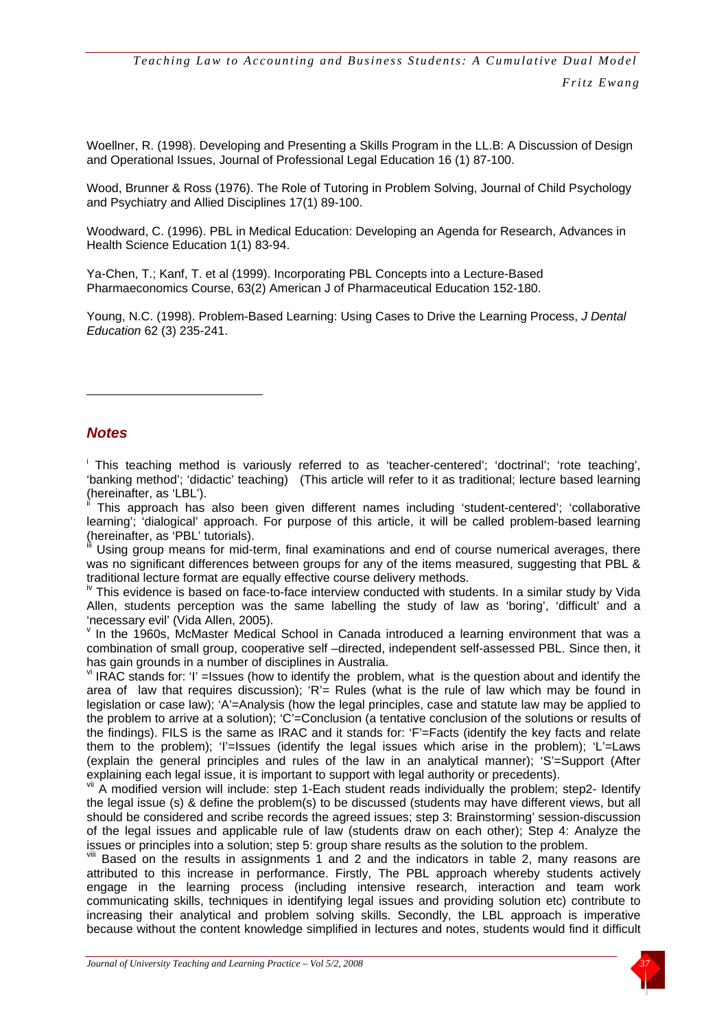Woellner, R. (1998). Developing and Presenting a Skills Program in the LL.B: A Discussion of Design and Operational Issues, Journal of Professional Legal Education 16 (1) 87-100.

Wood, Brunner & Ross (1976). The Role of Tutoring in Problem Solving, Journal of Child Psychology and Psychiatry and Allied Disciplines 17(1) 89-100.

Woodward, C. (1996). PBL in Medical Education: Developing an Agenda for Research, Advances in Health Science Education 1(1) 83-94.

Ya-Chen, T.; Kanf, T. et al (1999). Incorporating PBL Concepts into a Lecture-Based Pharmaeconomics Course, 63(2) American J of Pharmaceutical Education 152-180.

Young, N.C. (1998). Problem-Based Learning: Using Cases to Drive the Learning Process, *J Dental Education* 62 (3) 235-241.

## *Notes*

[i] This teaching method is variously referred to as 'teacher-centered'; 'doctrinal'; 'rote teaching', 'banking method'; 'didactic' teaching) (This article will refer to it as traditional; lecture based learning (hereinafter, as 'LBL').

[ii] This approach has also been given different names including 'student-centered'; 'collaborative learning'; 'dialogical' approach. For purpose of this article, it will be called problem-based learning (hereinafter, as 'PBL' tutorials).

[iii] Using group means for mid-term, final examinations and end of course numerical averages, there was no significant differences between groups for any of the items measured, suggesting that PBL & traditional lecture format are equally effective course delivery methods.

[iv] This evidence is based on face-to-face interview conducted with students. In a similar study by Vida Allen, students perception was the same labelling the study of law as 'boring', 'difficult' and a 'necessary evil' (Vida Allen, 2005).

[v] In the 1960s, McMaster Medical School in Canada introduced a learning environment that was a combination of small group, cooperative self –directed, independent self-assessed PBL. Since then, it has gain grounds in a number of disciplines in Australia.

[vi] IRAC stands for: 'I' =Issues (how to identify the problem, what is the question about and identify the area of law that requires discussion); 'R'= Rules (what is the rule of law which may be found in legislation or case law); 'A'=Analysis (how the legal principles, case and statute law may be applied to the problem to arrive at a solution); 'C'=Conclusion (a tentative conclusion of the solutions or results of the findings). FILS is the same as IRAC and it stands for: 'F'=Facts (identify the key facts and relate them to the problem); 'I'=Issues (identify the legal issues which arise in the problem); 'L'=Laws (explain the general principles and rules of the law in an analytical manner); 'S'=Support (After explaining each legal issue, it is important to support with legal authority or precedents).

[vii] A modified version will include: step 1-Each student reads individually the problem; step2- Identify the legal issue (s) & define the problem(s) to be discussed (students may have different views, but all should be considered and scribe records the agreed issues; step 3: Brainstorming' session-discussion of the legal issues and applicable rule of law (students draw on each other); Step 4: Analyze the issues or principles into a solution; step 5: group share results as the solution to the problem.

[viii] Based on the results in assignments 1 and 2 and the indicators in table 2, many reasons are attributed to this increase in performance. Firstly, The PBL approach whereby students actively engage in the learning process (including intensive research, interaction and team work communicating skills, techniques in identifying legal issues and providing solution etc) contribute to increasing their analytical and problem solving skills. Secondly, the LBL approach is imperative because without the content knowledge simplified in lectures and notes, students would find it difficult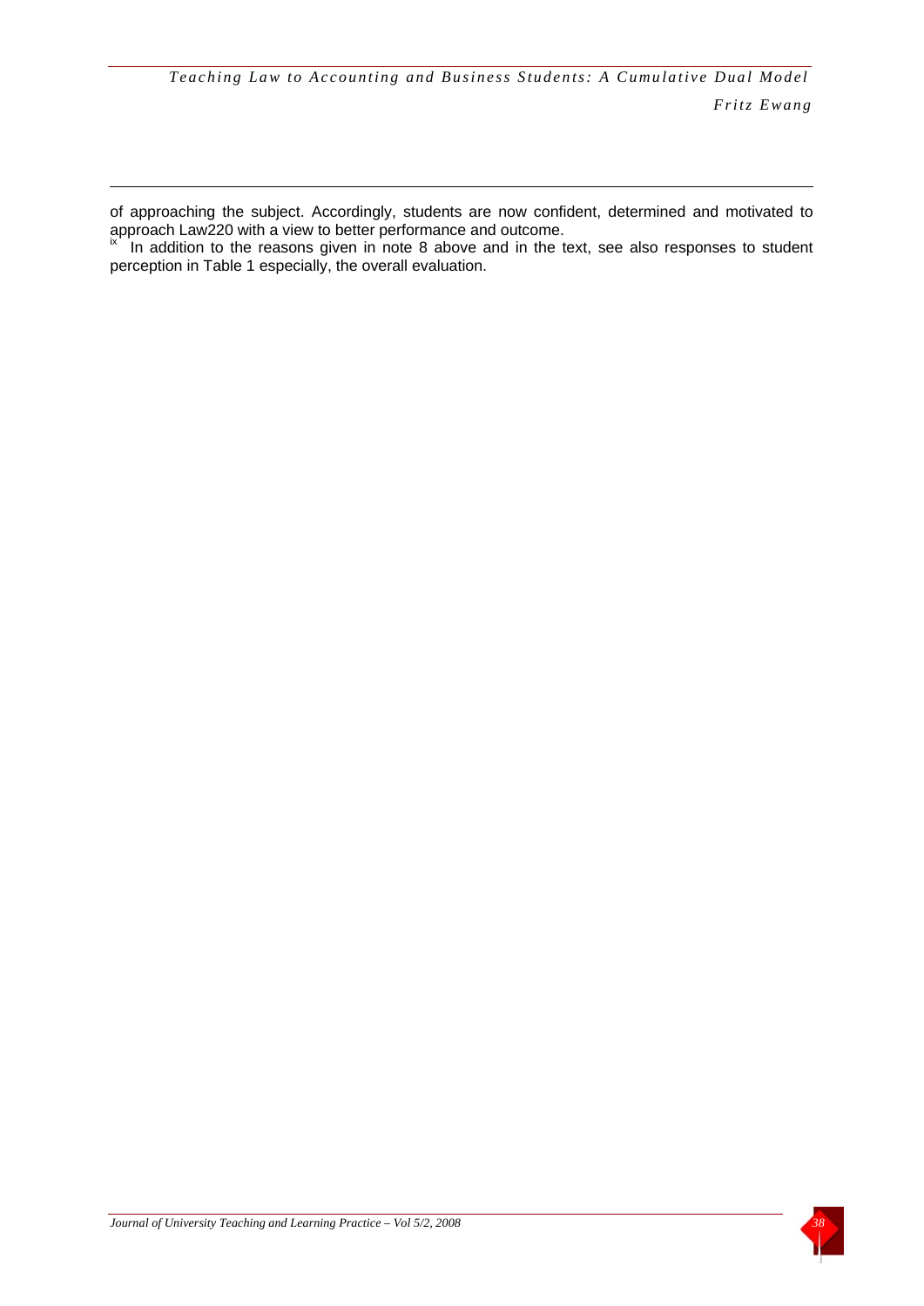of approaching the subject. Accordingly, students are now confident, determined and motivated to approach Law220 with a view to better performance and outcome.

[ix] In addition to the reasons given in note 8 above and in the text, see also responses to student perception in Table 1 especially, the overall evaluation.